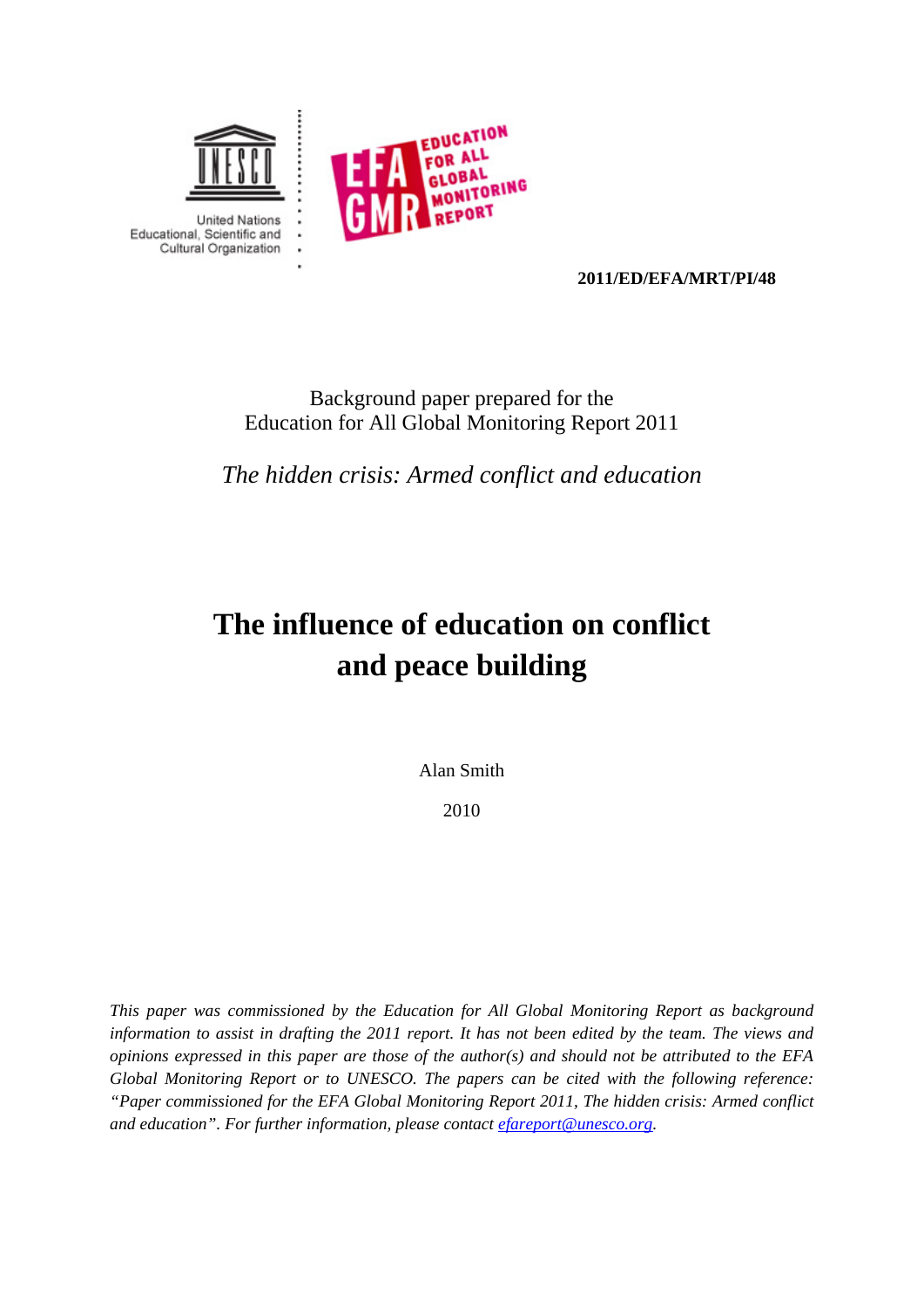United Nations
Educational, Scientific and
Cultural Organization

EDUCATION FOR ALL GLOBAL MONITORING REPORT

**2011/ED/EFA/MRT/PI/48**

Background paper prepared for the
Education for All Global Monitoring Report 2011

*The hidden crisis: Armed conflict and education*

# The influence of education on conflict and peace building

Alan Smith

2010

*This paper was commissioned by the Education for All Global Monitoring Report as background information to assist in drafting the 2011 report. It has not been edited by the team. The views and opinions expressed in this paper are those of the author(s) and should not be attributed to the EFA Global Monitoring Report or to UNESCO. The papers can be cited with the following reference: "Paper commissioned for the EFA Global Monitoring Report 2011, The hidden crisis: Armed conflict and education". For further information, please contact [efareport@unesco.org](mailto:efareport@unesco.org).*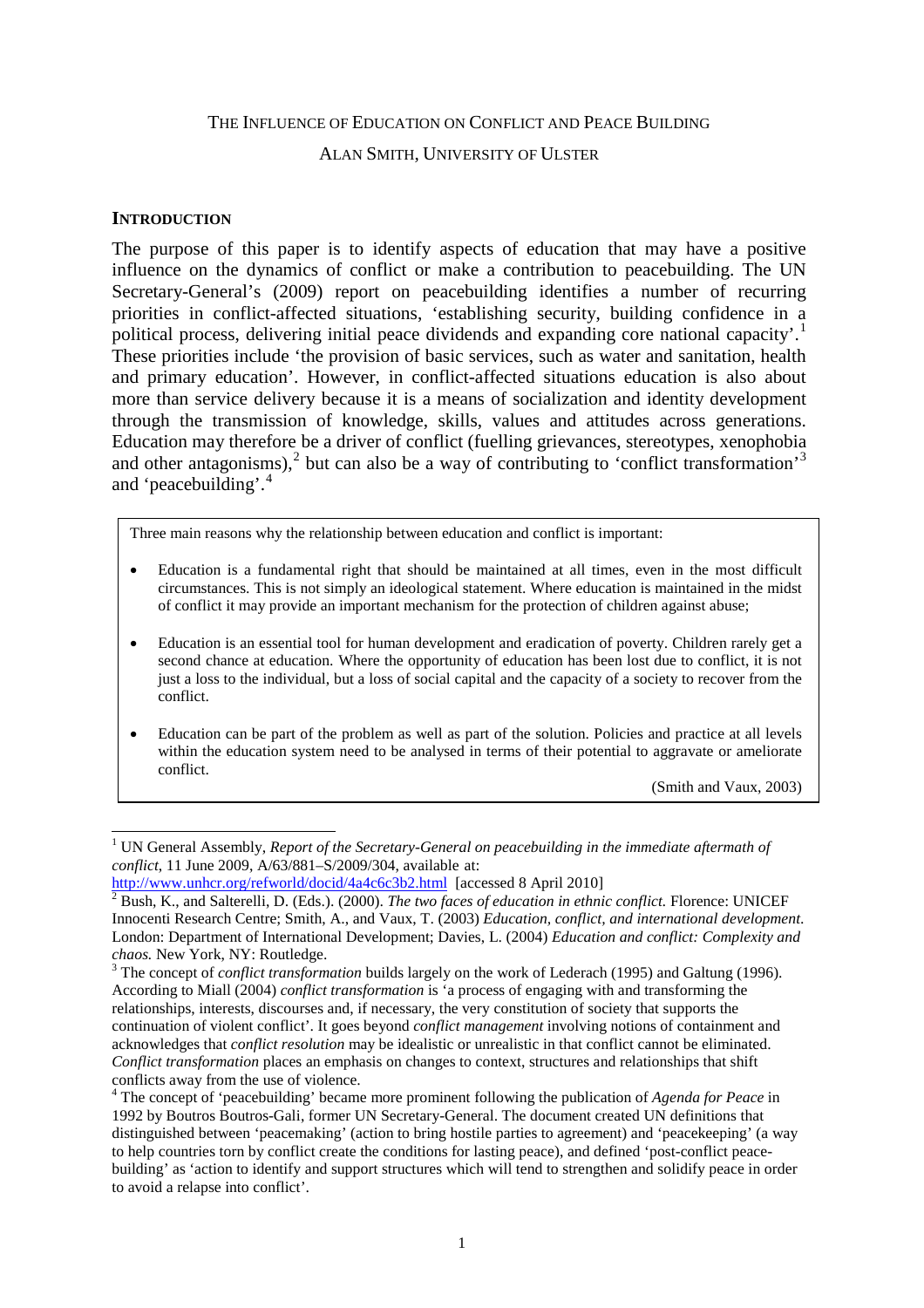THE INFLUENCE OF EDUCATION ON CONFLICT AND PEACE BUILDING

ALAN SMITH, UNIVERSITY OF ULSTER

## INTRODUCTION

The purpose of this paper is to identify aspects of education that may have a positive influence on the dynamics of conflict or make a contribution to peacebuilding. The UN Secretary-General's (2009) report on peacebuilding identifies a number of recurring priorities in conflict-affected situations, 'establishing security, building confidence in a political process, delivering initial peace dividends and expanding core national capacity'.[1] These priorities include 'the provision of basic services, such as water and sanitation, health and primary education'. However, in conflict-affected situations education is also about more than service delivery because it is a means of socialization and identity development through the transmission of knowledge, skills, values and attitudes across generations. Education may therefore be a driver of conflict (fuelling grievances, stereotypes, xenophobia and other antagonisms),[2] but can also be a way of contributing to 'conflict transformation'[3] and 'peacebuilding'.[4]

> Three main reasons why the relationship between education and conflict is important:
>
> - Education is a fundamental right that should be maintained at all times, even in the most difficult circumstances. This is not simply an ideological statement. Where education is maintained in the midst of conflict it may provide an important mechanism for the protection of children against abuse;
> - Education is an essential tool for human development and eradication of poverty. Children rarely get a second chance at education. Where the opportunity of education has been lost due to conflict, it is not just a loss to the individual, but a loss of social capital and the capacity of a society to recover from the conflict.
> - Education can be part of the problem as well as part of the solution. Policies and practice at all levels within the education system need to be analysed in terms of their potential to aggravate or ameliorate conflict.
>
> (Smith and Vaux, 2003)

---

[1] UN General Assembly, *Report of the Secretary-General on peacebuilding in the immediate aftermath of conflict*, 11 June 2009, A/63/881–S/2009/304, available at: http://www.unhcr.org/refworld/docid/4a4c6c3b2.html [accessed 8 April 2010]

[2] Bush, K., and Salterelli, D. (Eds.). (2000). *The two faces of education in ethnic conflict.* Florence: UNICEF Innocenti Research Centre; Smith, A., and Vaux, T. (2003) *Education, conflict, and international development.* London: Department of International Development; Davies, L. (2004) *Education and conflict: Complexity and chaos.* New York, NY: Routledge.

[3] The concept of *conflict transformation* builds largely on the work of Lederach (1995) and Galtung (1996). According to Miall (2004) *conflict transformation* is 'a process of engaging with and transforming the relationships, interests, discourses and, if necessary, the very constitution of society that supports the continuation of violent conflict'. It goes beyond *conflict management* involving notions of containment and acknowledges that *conflict resolution* may be idealistic or unrealistic in that conflict cannot be eliminated. *Conflict transformation* places an emphasis on changes to context, structures and relationships that shift conflicts away from the use of violence.

[4] The concept of 'peacebuilding' became more prominent following the publication of *Agenda for Peace* in 1992 by Boutros Boutros-Gali, former UN Secretary-General. The document created UN definitions that distinguished between 'peacemaking' (action to bring hostile parties to agreement) and 'peacekeeping' (a way to help countries torn by conflict create the conditions for lasting peace), and defined 'post-conflict peace-building' as 'action to identify and support structures which will tend to strengthen and solidify peace in order to avoid a relapse into conflict'.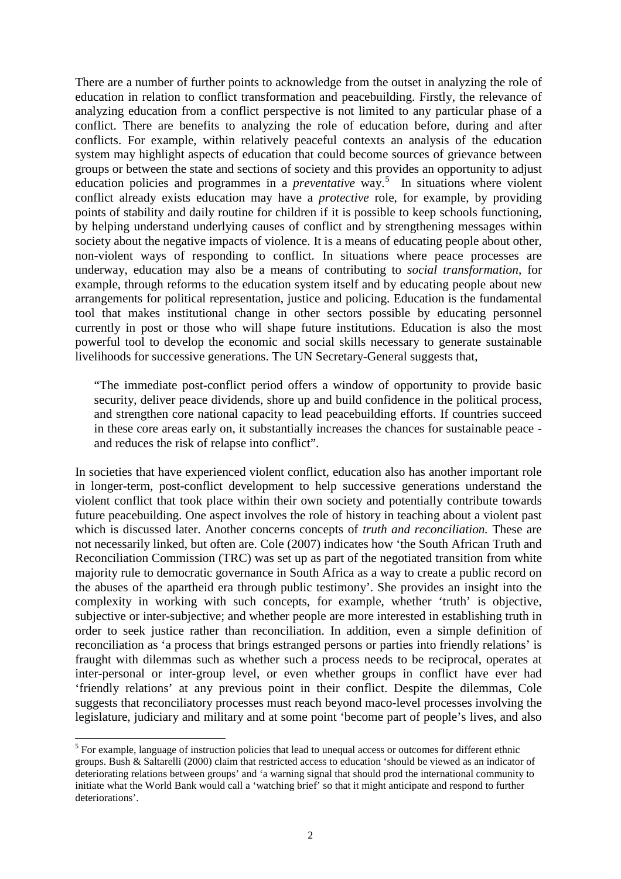There are a number of further points to acknowledge from the outset in analyzing the role of education in relation to conflict transformation and peacebuilding. Firstly, the relevance of analyzing education from a conflict perspective is not limited to any particular phase of a conflict. There are benefits to analyzing the role of education before, during and after conflicts. For example, within relatively peaceful contexts an analysis of the education system may highlight aspects of education that could become sources of grievance between groups or between the state and sections of society and this provides an opportunity to adjust education policies and programmes in a *preventative* way.[5] In situations where violent conflict already exists education may have a *protective* role, for example, by providing points of stability and daily routine for children if it is possible to keep schools functioning, by helping understand underlying causes of conflict and by strengthening messages within society about the negative impacts of violence. It is a means of educating people about other, non-violent ways of responding to conflict. In situations where peace processes are underway, education may also be a means of contributing to *social transformation*, for example, through reforms to the education system itself and by educating people about new arrangements for political representation, justice and policing. Education is the fundamental tool that makes institutional change in other sectors possible by educating personnel currently in post or those who will shape future institutions. Education is also the most powerful tool to develop the economic and social skills necessary to generate sustainable livelihoods for successive generations. The UN Secretary-General suggests that,

> "The immediate post-conflict period offers a window of opportunity to provide basic security, deliver peace dividends, shore up and build confidence in the political process, and strengthen core national capacity to lead peacebuilding efforts. If countries succeed in these core areas early on, it substantially increases the chances for sustainable peace - and reduces the risk of relapse into conflict".

In societies that have experienced violent conflict, education also has another important role in longer-term, post-conflict development to help successive generations understand the violent conflict that took place within their own society and potentially contribute towards future peacebuilding. One aspect involves the role of history in teaching about a violent past which is discussed later. Another concerns concepts of *truth and reconciliation.* These are not necessarily linked, but often are. Cole (2007) indicates how 'the South African Truth and Reconciliation Commission (TRC) was set up as part of the negotiated transition from white majority rule to democratic governance in South Africa as a way to create a public record on the abuses of the apartheid era through public testimony'. She provides an insight into the complexity in working with such concepts, for example, whether 'truth' is objective, subjective or inter-subjective; and whether people are more interested in establishing truth in order to seek justice rather than reconciliation. In addition, even a simple definition of reconciliation as 'a process that brings estranged persons or parties into friendly relations' is fraught with dilemmas such as whether such a process needs to be reciprocal, operates at inter-personal or inter-group level, or even whether groups in conflict have ever had 'friendly relations' at any previous point in their conflict. Despite the dilemmas, Cole suggests that reconciliatory processes must reach beyond maco-level processes involving the legislature, judiciary and military and at some point 'become part of people's lives, and also

---

[5] For example, language of instruction policies that lead to unequal access or outcomes for different ethnic groups. Bush & Saltarelli (2000) claim that restricted access to education 'should be viewed as an indicator of deteriorating relations between groups' and 'a warning signal that should prod the international community to initiate what the World Bank would call a 'watching brief' so that it might anticipate and respond to further deteriorations'.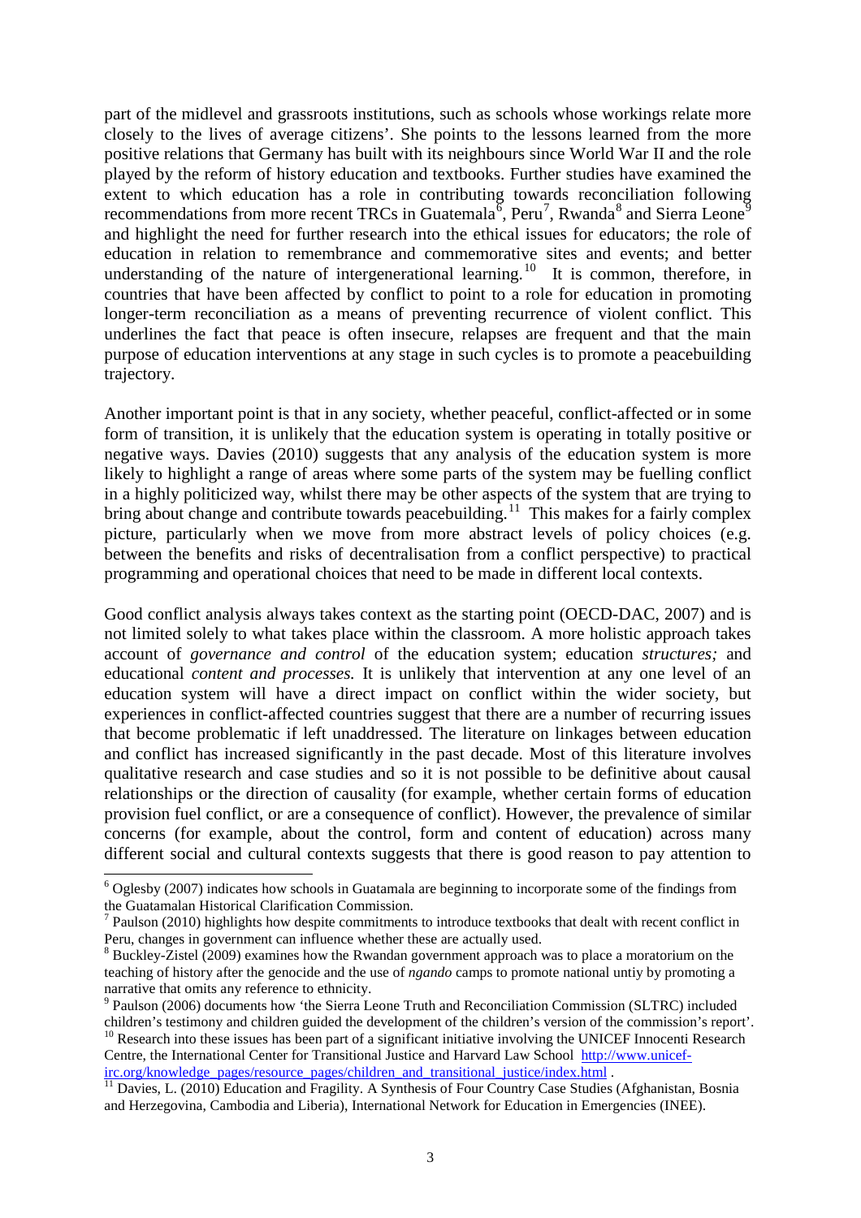part of the midlevel and grassroots institutions, such as schools whose workings relate more closely to the lives of average citizens'. She points to the lessons learned from the more positive relations that Germany has built with its neighbours since World War II and the role played by the reform of history education and textbooks. Further studies have examined the extent to which education has a role in contributing towards reconciliation following recommendations from more recent TRCs in Guatemala[6], Peru[7], Rwanda[8] and Sierra Leone[9] and highlight the need for further research into the ethical issues for educators; the role of education in relation to remembrance and commemorative sites and events; and better understanding of the nature of intergenerational learning.[10] It is common, therefore, in countries that have been affected by conflict to point to a role for education in promoting longer-term reconciliation as a means of preventing recurrence of violent conflict. This underlines the fact that peace is often insecure, relapses are frequent and that the main purpose of education interventions at any stage in such cycles is to promote a peacebuilding trajectory.

Another important point is that in any society, whether peaceful, conflict-affected or in some form of transition, it is unlikely that the education system is operating in totally positive or negative ways. Davies (2010) suggests that any analysis of the education system is more likely to highlight a range of areas where some parts of the system may be fuelling conflict in a highly politicized way, whilst there may be other aspects of the system that are trying to bring about change and contribute towards peacebuilding.[11] This makes for a fairly complex picture, particularly when we move from more abstract levels of policy choices (e.g. between the benefits and risks of decentralisation from a conflict perspective) to practical programming and operational choices that need to be made in different local contexts.

Good conflict analysis always takes context as the starting point (OECD-DAC, 2007) and is not limited solely to what takes place within the classroom. A more holistic approach takes account of *governance and control* of the education system; education *structures;* and educational *content and processes.* It is unlikely that intervention at any one level of an education system will have a direct impact on conflict within the wider society, but experiences in conflict-affected countries suggest that there are a number of recurring issues that become problematic if left unaddressed. The literature on linkages between education and conflict has increased significantly in the past decade. Most of this literature involves qualitative research and case studies and so it is not possible to be definitive about causal relationships or the direction of causality (for example, whether certain forms of education provision fuel conflict, or are a consequence of conflict). However, the prevalence of similar concerns (for example, about the control, form and content of education) across many different social and cultural contexts suggests that there is good reason to pay attention to

---

[6] Oglesby (2007) indicates how schools in Guatamala are beginning to incorporate some of the findings from the Guatamalan Historical Clarification Commission.

[7] Paulson (2010) highlights how despite commitments to introduce textbooks that dealt with recent conflict in Peru, changes in government can influence whether these are actually used.

[8] Buckley-Zistel (2009) examines how the Rwandan government approach was to place a moratorium on the teaching of history after the genocide and the use of *ngando* camps to promote national untiy by promoting a narrative that omits any reference to ethnicity.

[9] Paulson (2006) documents how 'the Sierra Leone Truth and Reconciliation Commission (SLTRC) included children's testimony and children guided the development of the children's version of the commission's report'.

[10] Research into these issues has been part of a significant initiative involving the UNICEF Innocenti Research Centre, the International Center for Transitional Justice and Harvard Law School http://www.unicef-irc.org/knowledge_pages/resource_pages/children_and_transitional_justice/index.html .

[11] Davies, L. (2010) Education and Fragility. A Synthesis of Four Country Case Studies (Afghanistan, Bosnia and Herzegovina, Cambodia and Liberia), International Network for Education in Emergencies (INEE).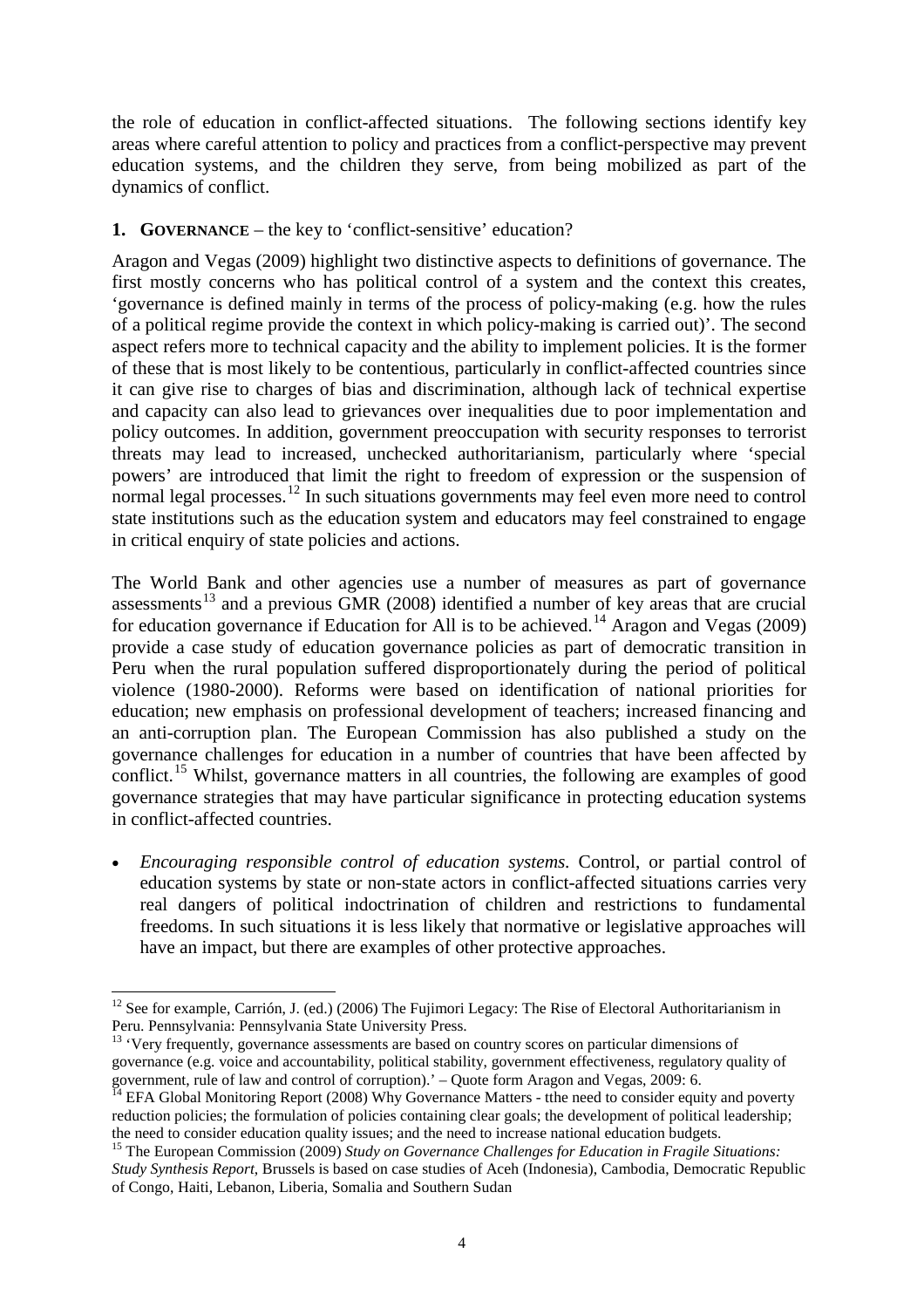the role of education in conflict-affected situations. The following sections identify key areas where careful attention to policy and practices from a conflict-perspective may prevent education systems, and the children they serve, from being mobilized as part of the dynamics of conflict.

## 1. GOVERNANCE – the key to 'conflict-sensitive' education?

Aragon and Vegas (2009) highlight two distinctive aspects to definitions of governance. The first mostly concerns who has political control of a system and the context this creates, 'governance is defined mainly in terms of the process of policy-making (e.g. how the rules of a political regime provide the context in which policy-making is carried out)'. The second aspect refers more to technical capacity and the ability to implement policies. It is the former of these that is most likely to be contentious, particularly in conflict-affected countries since it can give rise to charges of bias and discrimination, although lack of technical expertise and capacity can also lead to grievances over inequalities due to poor implementation and policy outcomes. In addition, government preoccupation with security responses to terrorist threats may lead to increased, unchecked authoritarianism, particularly where 'special powers' are introduced that limit the right to freedom of expression or the suspension of normal legal processes.[12] In such situations governments may feel even more need to control state institutions such as the education system and educators may feel constrained to engage in critical enquiry of state policies and actions.

The World Bank and other agencies use a number of measures as part of governance assessments[13] and a previous GMR (2008) identified a number of key areas that are crucial for education governance if Education for All is to be achieved.[14] Aragon and Vegas (2009) provide a case study of education governance policies as part of democratic transition in Peru when the rural population suffered disproportionately during the period of political violence (1980-2000). Reforms were based on identification of national priorities for education; new emphasis on professional development of teachers; increased financing and an anti-corruption plan. The European Commission has also published a study on the governance challenges for education in a number of countries that have been affected by conflict.[15] Whilst, governance matters in all countries, the following are examples of good governance strategies that may have particular significance in protecting education systems in conflict-affected countries.

- *Encouraging responsible control of education systems.* Control, or partial control of education systems by state or non-state actors in conflict-affected situations carries very real dangers of political indoctrination of children and restrictions to fundamental freedoms. In such situations it is less likely that normative or legislative approaches will have an impact, but there are examples of other protective approaches.

---

[12] See for example, Carrión, J. (ed.) (2006) The Fujimori Legacy: The Rise of Electoral Authoritarianism in Peru. Pennsylvania: Pennsylvania State University Press.

[13] 'Very frequently, governance assessments are based on country scores on particular dimensions of governance (e.g. voice and accountability, political stability, government effectiveness, regulatory quality of government, rule of law and control of corruption).' – Quote form Aragon and Vegas, 2009: 6.

[14] EFA Global Monitoring Report (2008) Why Governance Matters - tthe need to consider equity and poverty reduction policies; the formulation of policies containing clear goals; the development of political leadership; the need to consider education quality issues; and the need to increase national education budgets.

[15] The European Commission (2009) *Study on Governance Challenges for Education in Fragile Situations: Study Synthesis Report*, Brussels is based on case studies of Aceh (Indonesia), Cambodia, Democratic Republic of Congo, Haiti, Lebanon, Liberia, Somalia and Southern Sudan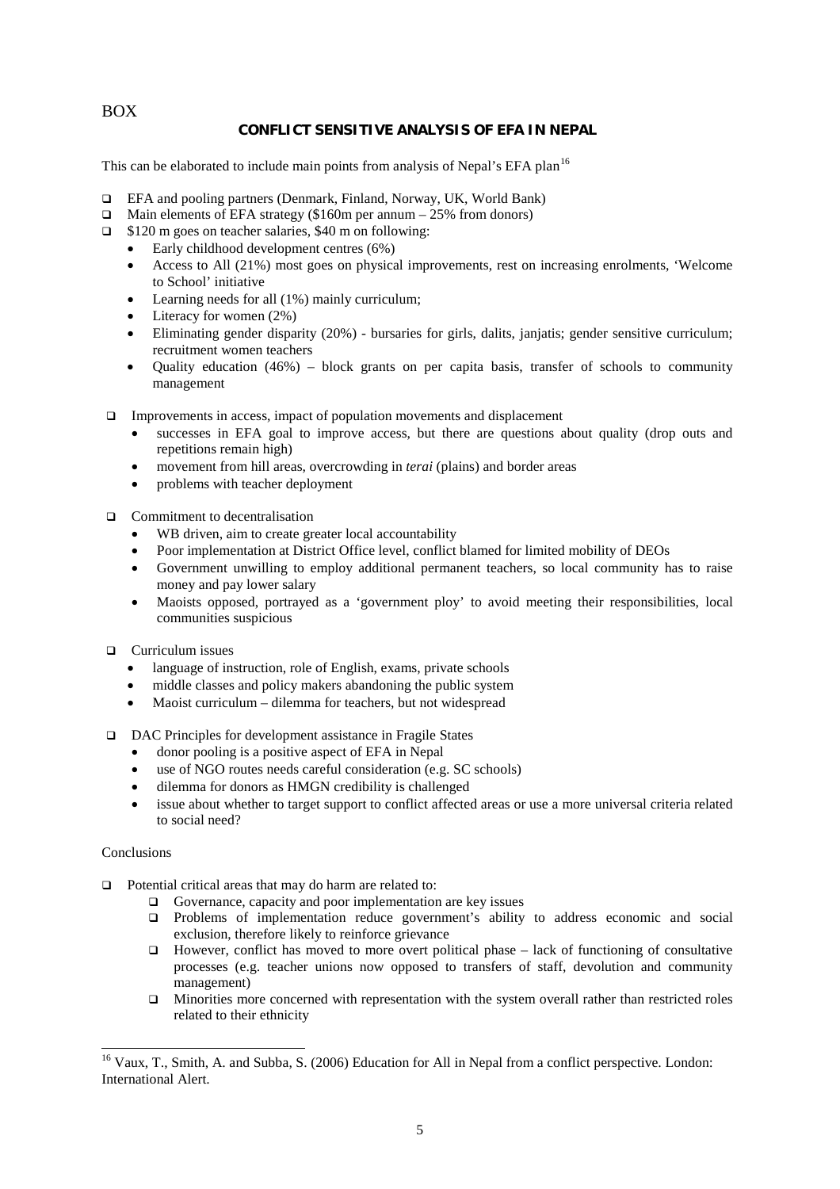BOX

## CONFLICT SENSITIVE ANALYSIS OF EFA IN NEPAL

This can be elaborated to include main points from analysis of Nepal's EFA plan[16]

- EFA and pooling partners (Denmark, Finland, Norway, UK, World Bank)
- Main elements of EFA strategy ($160m per annum – 25% from donors)
- $120 m goes on teacher salaries, $40 m on following:
  - Early childhood development centres (6%)
  - Access to All (21%) most goes on physical improvements, rest on increasing enrolments, 'Welcome to School' initiative
  - Learning needs for all (1%) mainly curriculum;
  - Literacy for women (2%)
  - Eliminating gender disparity (20%) - bursaries for girls, dalits, janjatis; gender sensitive curriculum; recruitment women teachers
  - Quality education (46%) – block grants on per capita basis, transfer of schools to community management

- Improvements in access, impact of population movements and displacement
  - successes in EFA goal to improve access, but there are questions about quality (drop outs and repetitions remain high)
  - movement from hill areas, overcrowding in *terai* (plains) and border areas
  - problems with teacher deployment

- Commitment to decentralisation
  - WB driven, aim to create greater local accountability
  - Poor implementation at District Office level, conflict blamed for limited mobility of DEOs
  - Government unwilling to employ additional permanent teachers, so local community has to raise money and pay lower salary
  - Maoists opposed, portrayed as a 'government ploy' to avoid meeting their responsibilities, local communities suspicious

- Curriculum issues
  - language of instruction, role of English, exams, private schools
  - middle classes and policy makers abandoning the public system
  - Maoist curriculum – dilemma for teachers, but not widespread

- DAC Principles for development assistance in Fragile States
  - donor pooling is a positive aspect of EFA in Nepal
  - use of NGO routes needs careful consideration (e.g. SC schools)
  - dilemma for donors as HMGN credibility is challenged
  - issue about whether to target support to conflict affected areas or use a more universal criteria related to social need?

Conclusions

- Potential critical areas that may do harm are related to:
  - Governance, capacity and poor implementation are key issues
  - Problems of implementation reduce government's ability to address economic and social exclusion, therefore likely to reinforce grievance
  - However, conflict has moved to more overt political phase – lack of functioning of consultative processes (e.g. teacher unions now opposed to transfers of staff, devolution and community management)
  - Minorities more concerned with representation with the system overall rather than restricted roles related to their ethnicity

---

[16] Vaux, T., Smith, A. and Subba, S. (2006) Education for All in Nepal from a conflict perspective. London: International Alert.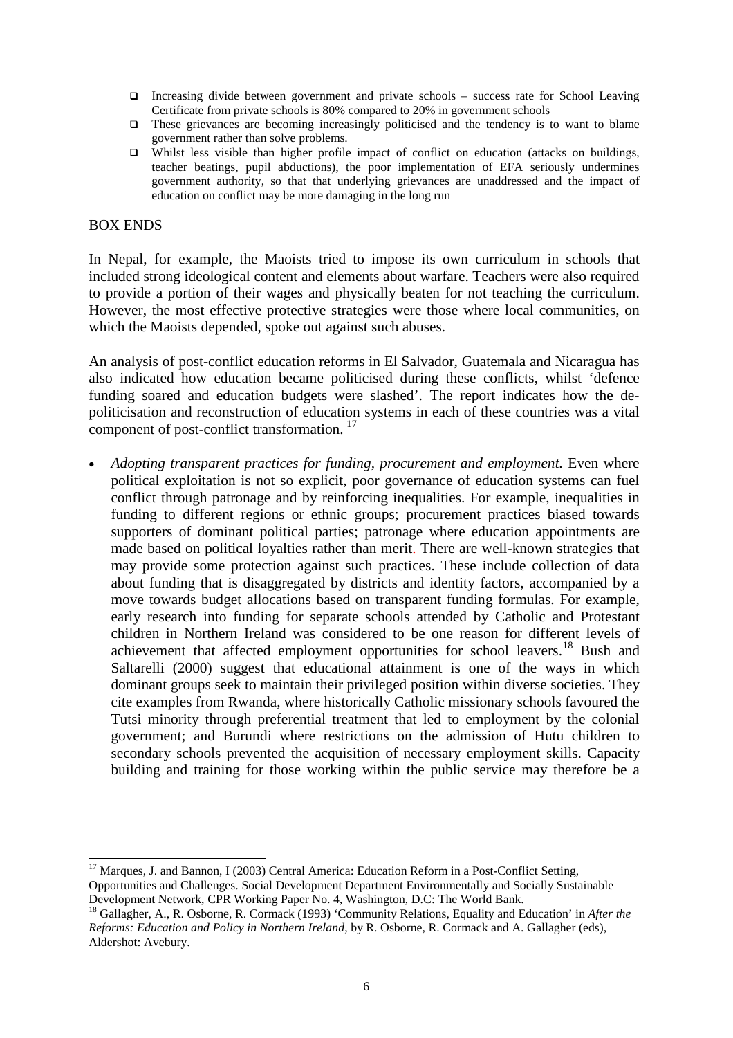- Increasing divide between government and private schools – success rate for School Leaving Certificate from private schools is 80% compared to 20% in government schools
- These grievances are becoming increasingly politicised and the tendency is to want to blame government rather than solve problems.
- Whilst less visible than higher profile impact of conflict on education (attacks on buildings, teacher beatings, pupil abductions), the poor implementation of EFA seriously undermines government authority, so that that underlying grievances are unaddressed and the impact of education on conflict may be more damaging in the long run

BOX ENDS

In Nepal, for example, the Maoists tried to impose its own curriculum in schools that included strong ideological content and elements about warfare. Teachers were also required to provide a portion of their wages and physically beaten for not teaching the curriculum. However, the most effective protective strategies were those where local communities, on which the Maoists depended, spoke out against such abuses.

An analysis of post-conflict education reforms in El Salvador, Guatemala and Nicaragua has also indicated how education became politicised during these conflicts, whilst 'defence funding soared and education budgets were slashed'. The report indicates how the de-politicisation and reconstruction of education systems in each of these countries was a vital component of post-conflict transformation. [17]

- *Adopting transparent practices for funding, procurement and employment.* Even where political exploitation is not so explicit, poor governance of education systems can fuel conflict through patronage and by reinforcing inequalities. For example, inequalities in funding to different regions or ethnic groups; procurement practices biased towards supporters of dominant political parties; patronage where education appointments are made based on political loyalties rather than merit. There are well-known strategies that may provide some protection against such practices. These include collection of data about funding that is disaggregated by districts and identity factors, accompanied by a move towards budget allocations based on transparent funding formulas. For example, early research into funding for separate schools attended by Catholic and Protestant children in Northern Ireland was considered to be one reason for different levels of achievement that affected employment opportunities for school leavers.[18] Bush and Saltarelli (2000) suggest that educational attainment is one of the ways in which dominant groups seek to maintain their privileged position within diverse societies. They cite examples from Rwanda, where historically Catholic missionary schools favoured the Tutsi minority through preferential treatment that led to employment by the colonial government; and Burundi where restrictions on the admission of Hutu children to secondary schools prevented the acquisition of necessary employment skills. Capacity building and training for those working within the public service may therefore be a

[17] Marques, J. and Bannon, I (2003) Central America: Education Reform in a Post-Conflict Setting, Opportunities and Challenges. Social Development Department Environmentally and Socially Sustainable Development Network, CPR Working Paper No. 4, Washington, D.C: The World Bank.

[18] Gallagher, A., R. Osborne, R. Cormack (1993) 'Community Relations, Equality and Education' in *After the Reforms: Education and Policy in Northern Ireland*, by R. Osborne, R. Cormack and A. Gallagher (eds), Aldershot: Avebury.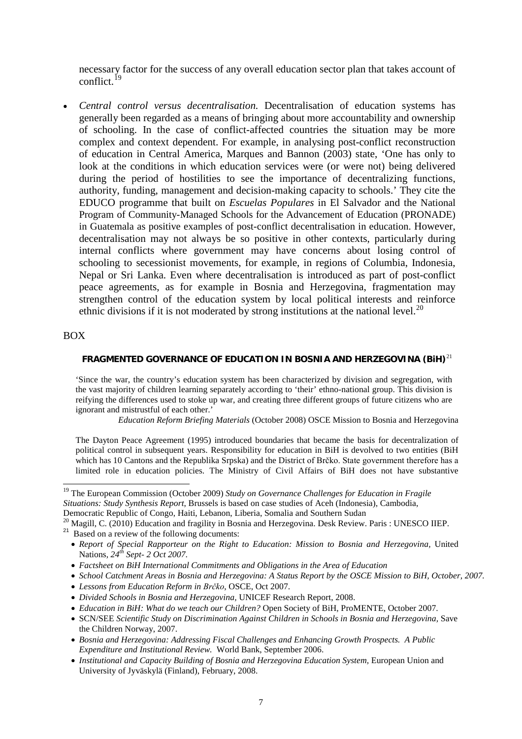necessary factor for the success of any overall education sector plan that takes account of conflict.[19]

- *Central control versus decentralisation.* Decentralisation of education systems has generally been regarded as a means of bringing about more accountability and ownership of schooling. In the case of conflict-affected countries the situation may be more complex and context dependent. For example, in analysing post-conflict reconstruction of education in Central America, Marques and Bannon (2003) state, 'One has only to look at the conditions in which education services were (or were not) being delivered during the period of hostilities to see the importance of decentralizing functions, authority, funding, management and decision-making capacity to schools.' They cite the EDUCO programme that built on *Escuelas Populares* in El Salvador and the National Program of Community-Managed Schools for the Advancement of Education (PRONADE) in Guatemala as positive examples of post-conflict decentralisation in education. However, decentralisation may not always be so positive in other contexts, particularly during internal conflicts where government may have concerns about losing control of schooling to secessionist movements, for example, in regions of Columbia, Indonesia, Nepal or Sri Lanka. Even where decentralisation is introduced as part of post-conflict peace agreements, as for example in Bosnia and Herzegovina, fragmentation may strengthen control of the education system by local political interests and reinforce ethnic divisions if it is not moderated by strong institutions at the national level.[20]

BOX

**FRAGMENTED GOVERNANCE OF EDUCATION IN BOSNIA AND HERZEGOVINA (BiH)**[21]

'Since the war, the country's education system has been characterized by division and segregation, with the vast majority of children learning separately according to 'their' ethno-national group. This division is reifying the differences used to stoke up war, and creating three different groups of future citizens who are ignorant and mistrustful of each other.'

*Education Reform Briefing Materials* (October 2008) OSCE Mission to Bosnia and Herzegovina

The Dayton Peace Agreement (1995) introduced boundaries that became the basis for decentralization of political control in subsequent years. Responsibility for education in BiH is devolved to two entities (BiH which has 10 Cantons and the Republika Srpska) and the District of Brčko. State government therefore has a limited role in education policies. The Ministry of Civil Affairs of BiH does not have substantive

---

[19] The European Commission (October 2009) *Study on Governance Challenges for Education in Fragile Situations: Study Synthesis Report*, Brussels is based on case studies of Aceh (Indonesia), Cambodia, Democratic Republic of Congo, Haiti, Lebanon, Liberia, Somalia and Southern Sudan

[20] Magill, C. (2010) Education and fragility in Bosnia and Herzegovina. Desk Review. Paris : UNESCO IIEP.

[21] Based on a review of the following documents:

- *Report of Special Rapporteur on the Right to Education: Mission to Bosnia and Herzegovina,* United Nations, *24th Sept- 2 Oct 2007.*
- *Factsheet on BiH International Commitments and Obligations in the Area of Education*
- *School Catchment Areas in Bosnia and Herzegovina: A Status Report by the OSCE Mission to BiH, October, 2007.*
- *Lessons from Education Reform in Brčko*, OSCE, Oct 2007.
- *Divided Schools in Bosnia and Herzegovina,* UNICEF Research Report, 2008.
- *Education in BiH: What do we teach our Children?* Open Society of BiH, ProMENTE, October 2007.
- SCN/SEE *Scientific Study on Discrimination Against Children in Schools in Bosnia and Herzegovina,* Save the Children Norway, 2007.
- *Bosnia and Herzegovina: Addressing Fiscal Challenges and Enhancing Growth Prospects. A Public Expenditure and Institutional Review.* World Bank, September 2006.
- *Institutional and Capacity Building of Bosnia and Herzegovina Education System,* European Union and University of Jyväskylä (Finland), February, 2008.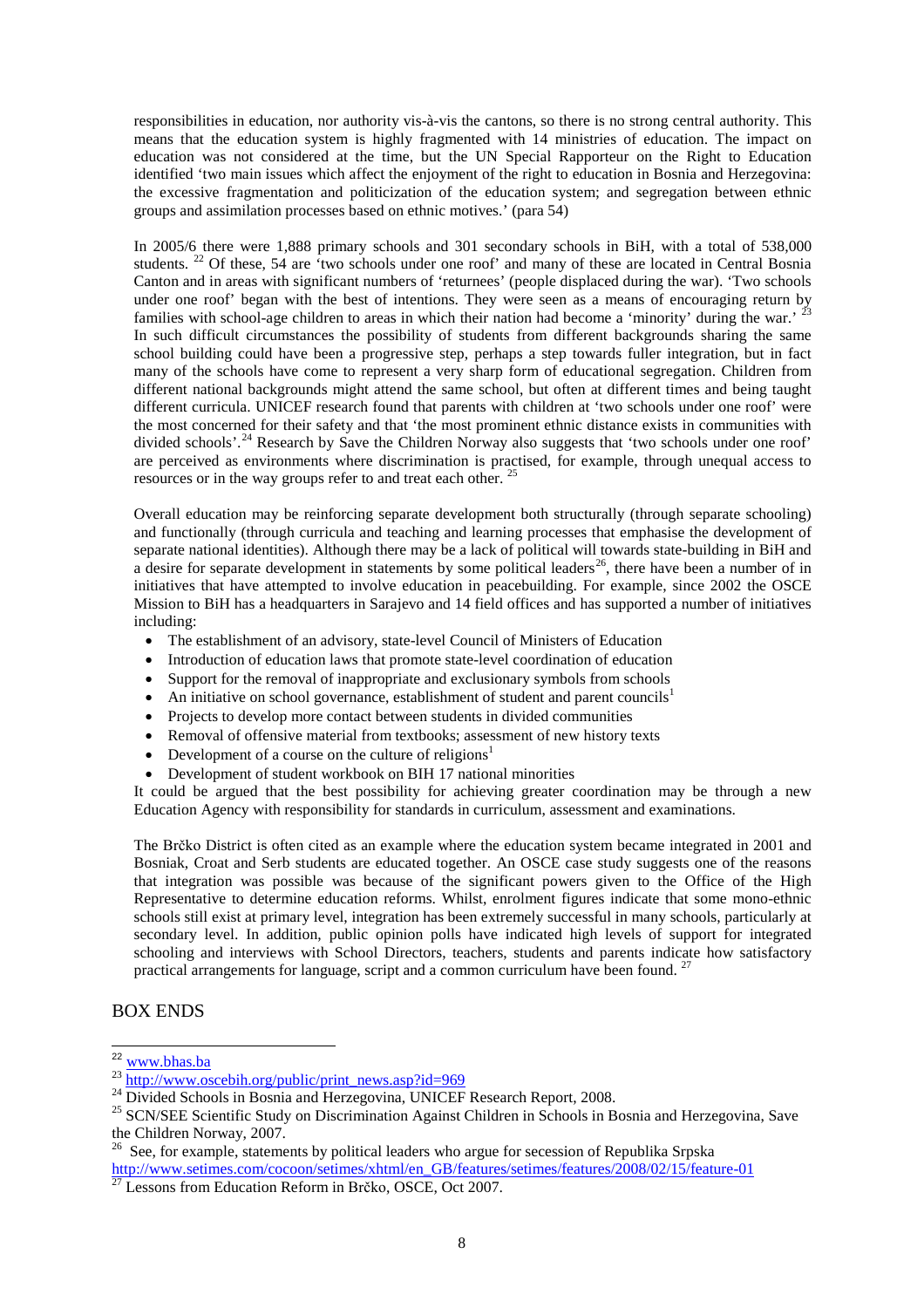responsibilities in education, nor authority vis-à-vis the cantons, so there is no strong central authority. This means that the education system is highly fragmented with 14 ministries of education. The impact on education was not considered at the time, but the UN Special Rapporteur on the Right to Education identified 'two main issues which affect the enjoyment of the right to education in Bosnia and Herzegovina: the excessive fragmentation and politicization of the education system; and segregation between ethnic groups and assimilation processes based on ethnic motives.' (para 54)

In 2005/6 there were 1,888 primary schools and 301 secondary schools in BiH, with a total of 538,000 students. [22] Of these, 54 are 'two schools under one roof' and many of these are located in Central Bosnia Canton and in areas with significant numbers of 'returnees' (people displaced during the war). 'Two schools under one roof' began with the best of intentions. They were seen as a means of encouraging return by families with school-age children to areas in which their nation had become a 'minority' during the war.' [23] In such difficult circumstances the possibility of students from different backgrounds sharing the same school building could have been a progressive step, perhaps a step towards fuller integration, but in fact many of the schools have come to represent a very sharp form of educational segregation. Children from different national backgrounds might attend the same school, but often at different times and being taught different curricula. UNICEF research found that parents with children at 'two schools under one roof' were the most concerned for their safety and that 'the most prominent ethnic distance exists in communities with divided schools'.[24] Research by Save the Children Norway also suggests that 'two schools under one roof' are perceived as environments where discrimination is practised, for example, through unequal access to resources or in the way groups refer to and treat each other. [25]

Overall education may be reinforcing separate development both structurally (through separate schooling) and functionally (through curricula and teaching and learning processes that emphasise the development of separate national identities). Although there may be a lack of political will towards state-building in BiH and a desire for separate development in statements by some political leaders[26], there have been a number of in initiatives that have attempted to involve education in peacebuilding. For example, since 2002 the OSCE Mission to BiH has a headquarters in Sarajevo and 14 field offices and has supported a number of initiatives including:

- The establishment of an advisory, state-level Council of Ministers of Education
- Introduction of education laws that promote state-level coordination of education
- Support for the removal of inappropriate and exclusionary symbols from schools
- An initiative on school governance, establishment of student and parent councils[1]
- Projects to develop more contact between students in divided communities
- Removal of offensive material from textbooks; assessment of new history texts
- Development of a course on the culture of religions[1]
- Development of student workbook on BIH 17 national minorities

It could be argued that the best possibility for achieving greater coordination may be through a new Education Agency with responsibility for standards in curriculum, assessment and examinations.

The Brčko District is often cited as an example where the education system became integrated in 2001 and Bosniak, Croat and Serb students are educated together. An OSCE case study suggests one of the reasons that integration was possible was because of the significant powers given to the Office of the High Representative to determine education reforms. Whilst, enrolment figures indicate that some mono-ethnic schools still exist at primary level, integration has been extremely successful in many schools, particularly at secondary level. In addition, public opinion polls have indicated high levels of support for integrated schooling and interviews with School Directors, teachers, students and parents indicate how satisfactory practical arrangements for language, script and a common curriculum have been found. [27]

BOX ENDS

---

[22] www.bhas.ba

[23] http://www.oscebih.org/public/print_news.asp?id=969

[24] Divided Schools in Bosnia and Herzegovina, UNICEF Research Report, 2008.

[25] SCN/SEE Scientific Study on Discrimination Against Children in Schools in Bosnia and Herzegovina, Save the Children Norway, 2007.

[26] See, for example, statements by political leaders who argue for secession of Republika Srpska http://www.setimes.com/cocoon/setimes/xhtml/en_GB/features/setimes/features/2008/02/15/feature-01

[27] Lessons from Education Reform in Brčko, OSCE, Oct 2007.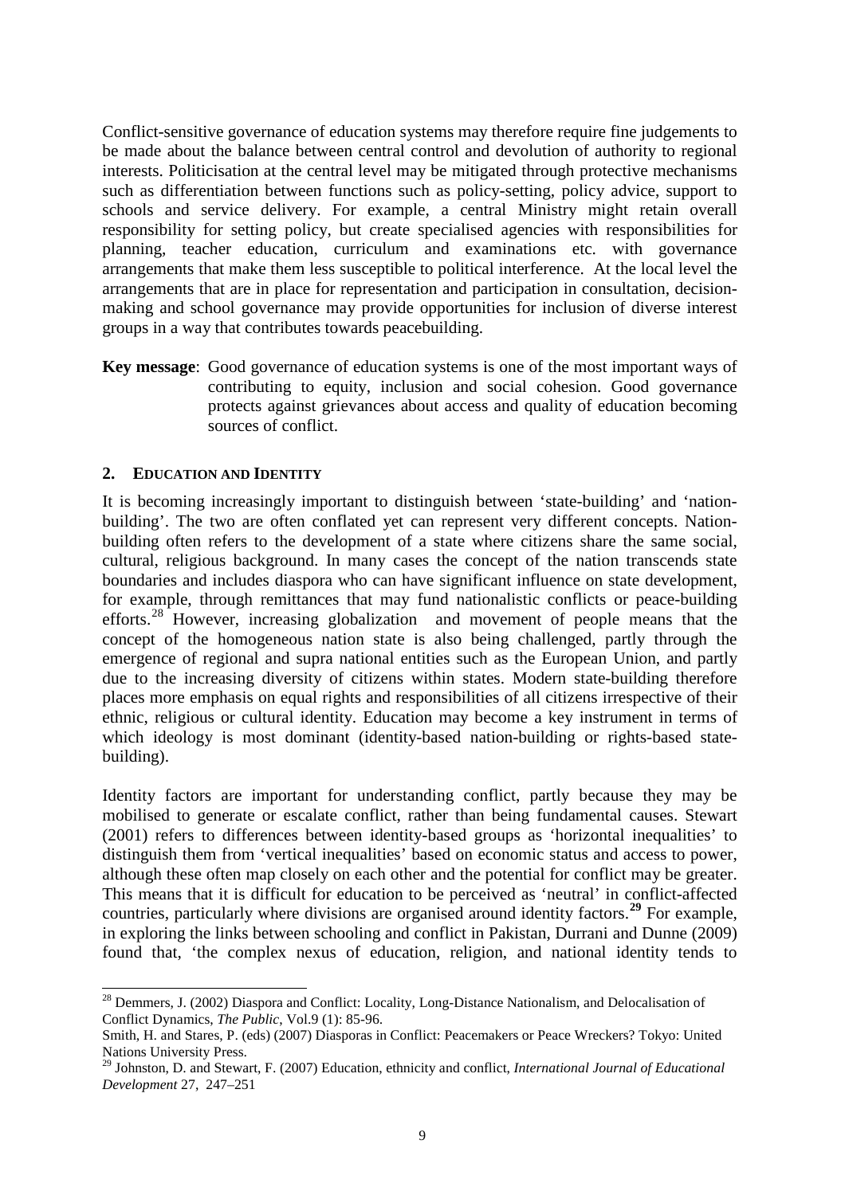Conflict-sensitive governance of education systems may therefore require fine judgements to be made about the balance between central control and devolution of authority to regional interests. Politicisation at the central level may be mitigated through protective mechanisms such as differentiation between functions such as policy-setting, policy advice, support to schools and service delivery. For example, a central Ministry might retain overall responsibility for setting policy, but create specialised agencies with responsibilities for planning, teacher education, curriculum and examinations etc. with governance arrangements that make them less susceptible to political interference. At the local level the arrangements that are in place for representation and participation in consultation, decision-making and school governance may provide opportunities for inclusion of diverse interest groups in a way that contributes towards peacebuilding.

**Key message**: Good governance of education systems is one of the most important ways of contributing to equity, inclusion and social cohesion. Good governance protects against grievances about access and quality of education becoming sources of conflict.

## 2. EDUCATION AND IDENTITY

It is becoming increasingly important to distinguish between 'state-building' and 'nation-building'. The two are often conflated yet can represent very different concepts. Nation-building often refers to the development of a state where citizens share the same social, cultural, religious background. In many cases the concept of the nation transcends state boundaries and includes diaspora who can have significant influence on state development, for example, through remittances that may fund nationalistic conflicts or peace-building efforts.[28] However, increasing globalization and movement of people means that the concept of the homogeneous nation state is also being challenged, partly through the emergence of regional and supra national entities such as the European Union, and partly due to the increasing diversity of citizens within states. Modern state-building therefore places more emphasis on equal rights and responsibilities of all citizens irrespective of their ethnic, religious or cultural identity. Education may become a key instrument in terms of which ideology is most dominant (identity-based nation-building or rights-based state-building).

Identity factors are important for understanding conflict, partly because they may be mobilised to generate or escalate conflict, rather than being fundamental causes. Stewart (2001) refers to differences between identity-based groups as 'horizontal inequalities' to distinguish them from 'vertical inequalities' based on economic status and access to power, although these often map closely on each other and the potential for conflict may be greater. This means that it is difficult for education to be perceived as 'neutral' in conflict-affected countries, particularly where divisions are organised around identity factors.[29] For example, in exploring the links between schooling and conflict in Pakistan, Durrani and Dunne (2009) found that, 'the complex nexus of education, religion, and national identity tends to

---

[28] Demmers, J. (2002) Diaspora and Conflict: Locality, Long-Distance Nationalism, and Delocalisation of Conflict Dynamics, *The Public*, Vol.9 (1): 85-96.
Smith, H. and Stares, P. (eds) (2007) Diasporas in Conflict: Peacemakers or Peace Wreckers? Tokyo: United Nations University Press.

[29] Johnston, D. and Stewart, F. (2007) Education, ethnicity and conflict, *International Journal of Educational Development* 27, 247–251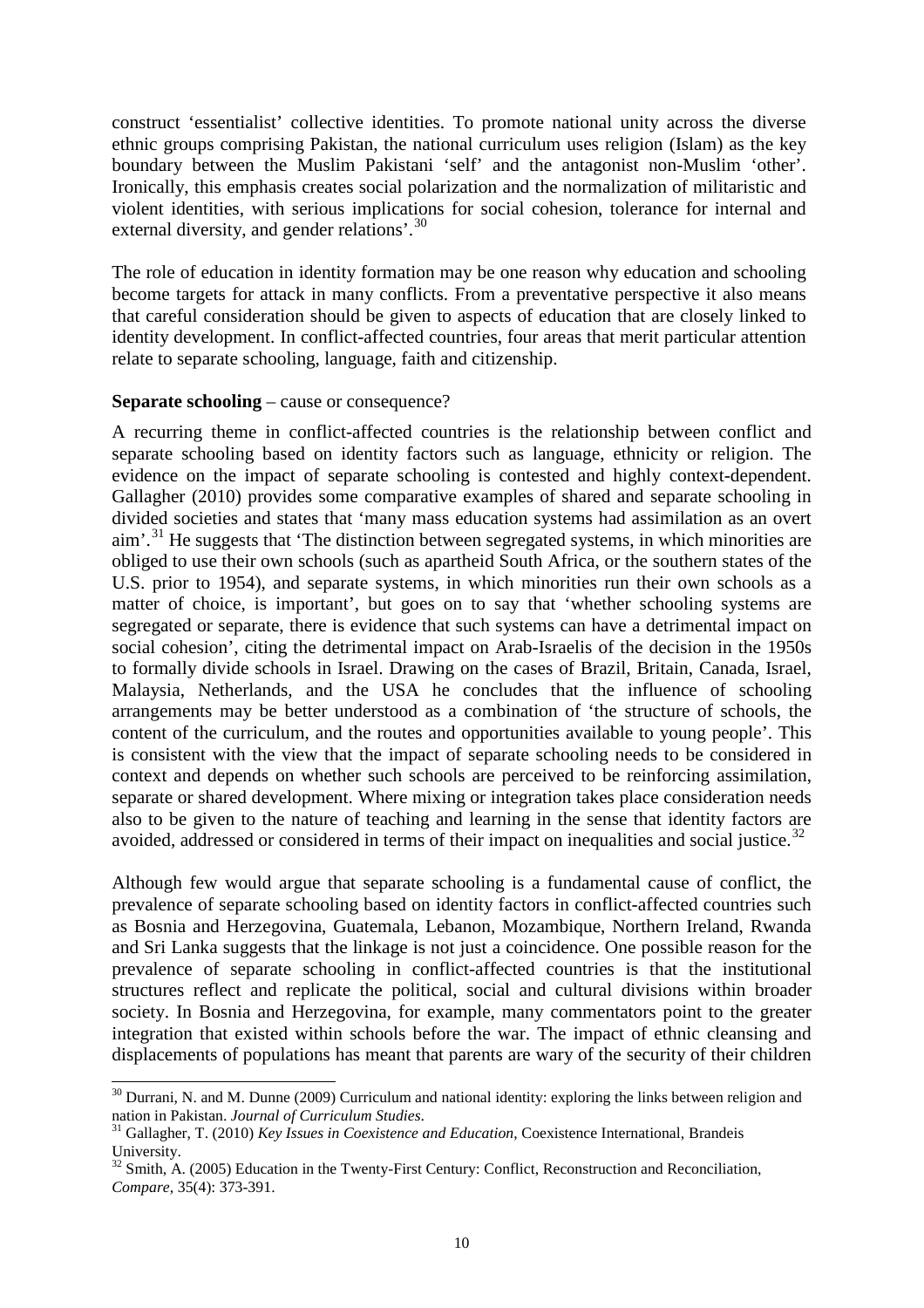construct 'essentialist' collective identities. To promote national unity across the diverse ethnic groups comprising Pakistan, the national curriculum uses religion (Islam) as the key boundary between the Muslim Pakistani 'self' and the antagonist non-Muslim 'other'. Ironically, this emphasis creates social polarization and the normalization of militaristic and violent identities, with serious implications for social cohesion, tolerance for internal and external diversity, and gender relations'.[30]

The role of education in identity formation may be one reason why education and schooling become targets for attack in many conflicts. From a preventative perspective it also means that careful consideration should be given to aspects of education that are closely linked to identity development. In conflict-affected countries, four areas that merit particular attention relate to separate schooling, language, faith and citizenship.

**Separate schooling** – cause or consequence?

A recurring theme in conflict-affected countries is the relationship between conflict and separate schooling based on identity factors such as language, ethnicity or religion. The evidence on the impact of separate schooling is contested and highly context-dependent. Gallagher (2010) provides some comparative examples of shared and separate schooling in divided societies and states that 'many mass education systems had assimilation as an overt aim'.[31] He suggests that 'The distinction between segregated systems, in which minorities are obliged to use their own schools (such as apartheid South Africa, or the southern states of the U.S. prior to 1954), and separate systems, in which minorities run their own schools as a matter of choice, is important', but goes on to say that 'whether schooling systems are segregated or separate, there is evidence that such systems can have a detrimental impact on social cohesion', citing the detrimental impact on Arab-Israelis of the decision in the 1950s to formally divide schools in Israel. Drawing on the cases of Brazil, Britain, Canada, Israel, Malaysia, Netherlands, and the USA he concludes that the influence of schooling arrangements may be better understood as a combination of 'the structure of schools, the content of the curriculum, and the routes and opportunities available to young people'. This is consistent with the view that the impact of separate schooling needs to be considered in context and depends on whether such schools are perceived to be reinforcing assimilation, separate or shared development. Where mixing or integration takes place consideration needs also to be given to the nature of teaching and learning in the sense that identity factors are avoided, addressed or considered in terms of their impact on inequalities and social justice.[32]

Although few would argue that separate schooling is a fundamental cause of conflict, the prevalence of separate schooling based on identity factors in conflict-affected countries such as Bosnia and Herzegovina, Guatemala, Lebanon, Mozambique, Northern Ireland, Rwanda and Sri Lanka suggests that the linkage is not just a coincidence. One possible reason for the prevalence of separate schooling in conflict-affected countries is that the institutional structures reflect and replicate the political, social and cultural divisions within broader society. In Bosnia and Herzegovina, for example, many commentators point to the greater integration that existed within schools before the war. The impact of ethnic cleansing and displacements of populations has meant that parents are wary of the security of their children

---

[30] Durrani, N. and M. Dunne (2009) Curriculum and national identity: exploring the links between religion and nation in Pakistan. *Journal of Curriculum Studies*.

[31] Gallagher, T. (2010) *Key Issues in Coexistence and Education*, Coexistence International, Brandeis University.

[32] Smith, A. (2005) Education in the Twenty-First Century: Conflict, Reconstruction and Reconciliation, *Compare*, 35(4): 373-391.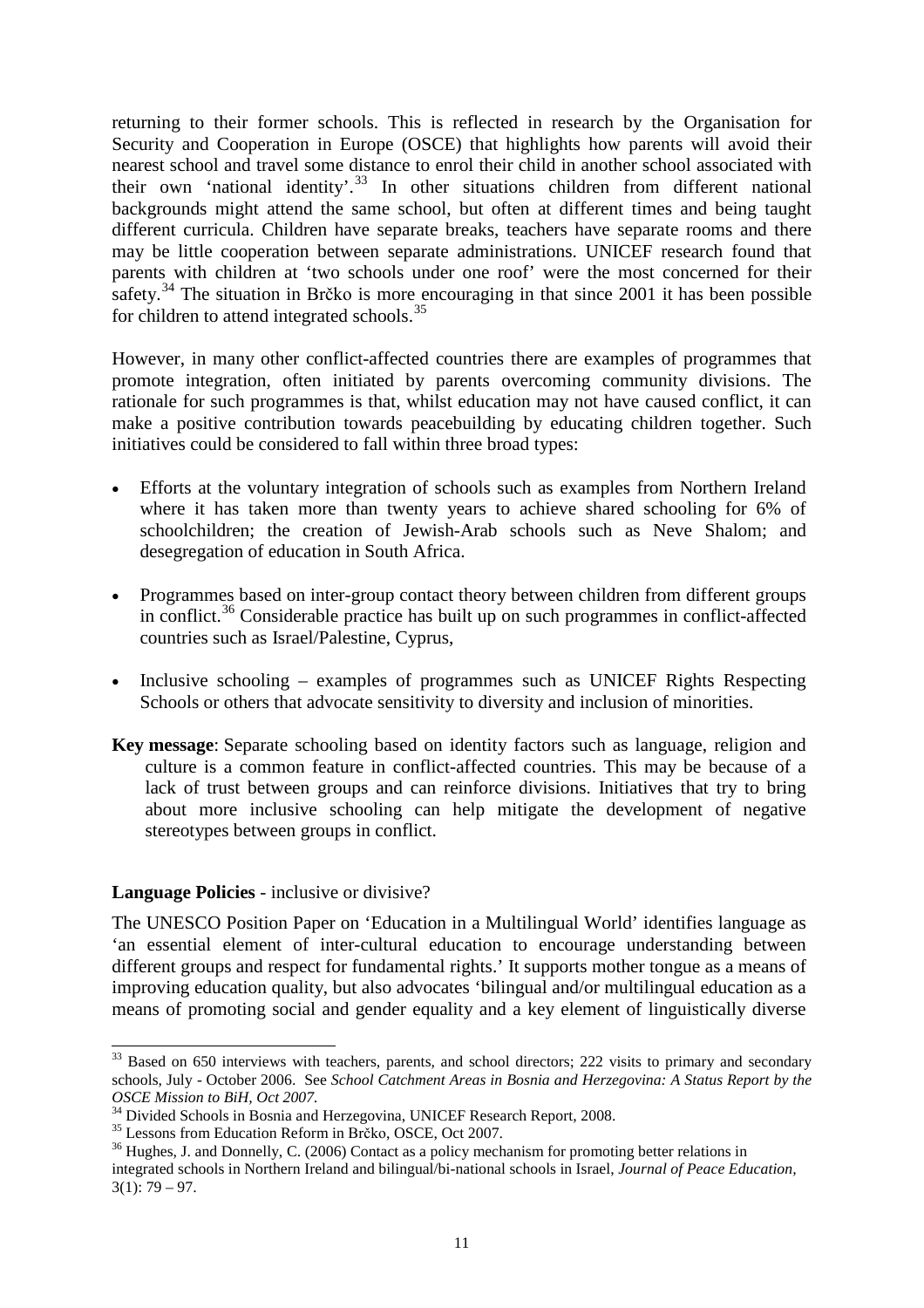returning to their former schools. This is reflected in research by the Organisation for Security and Cooperation in Europe (OSCE) that highlights how parents will avoid their nearest school and travel some distance to enrol their child in another school associated with their own 'national identity'.[33] In other situations children from different national backgrounds might attend the same school, but often at different times and being taught different curricula. Children have separate breaks, teachers have separate rooms and there may be little cooperation between separate administrations. UNICEF research found that parents with children at 'two schools under one roof' were the most concerned for their safety.[34] The situation in Brčko is more encouraging in that since 2001 it has been possible for children to attend integrated schools.[35]

However, in many other conflict-affected countries there are examples of programmes that promote integration, often initiated by parents overcoming community divisions. The rationale for such programmes is that, whilst education may not have caused conflict, it can make a positive contribution towards peacebuilding by educating children together. Such initiatives could be considered to fall within three broad types:

- Efforts at the voluntary integration of schools such as examples from Northern Ireland where it has taken more than twenty years to achieve shared schooling for 6% of schoolchildren; the creation of Jewish-Arab schools such as Neve Shalom; and desegregation of education in South Africa.

- Programmes based on inter-group contact theory between children from different groups in conflict.[36] Considerable practice has built up on such programmes in conflict-affected countries such as Israel/Palestine, Cyprus,

- Inclusive schooling – examples of programmes such as UNICEF Rights Respecting Schools or others that advocate sensitivity to diversity and inclusion of minorities.

**Key message**: Separate schooling based on identity factors such as language, religion and culture is a common feature in conflict-affected countries. This may be because of a lack of trust between groups and can reinforce divisions. Initiatives that try to bring about more inclusive schooling can help mitigate the development of negative stereotypes between groups in conflict.

**Language Policies** - inclusive or divisive?

The UNESCO Position Paper on 'Education in a Multilingual World' identifies language as 'an essential element of inter-cultural education to encourage understanding between different groups and respect for fundamental rights.' It supports mother tongue as a means of improving education quality, but also advocates 'bilingual and/or multilingual education as a means of promoting social and gender equality and a key element of linguistically diverse

---

[33] Based on 650 interviews with teachers, parents, and school directors; 222 visits to primary and secondary schools, July - October 2006. See *School Catchment Areas in Bosnia and Herzegovina: A Status Report by the OSCE Mission to BiH, Oct 2007.*

[34] Divided Schools in Bosnia and Herzegovina, UNICEF Research Report, 2008.

[35] Lessons from Education Reform in Brčko, OSCE, Oct 2007.

[36] Hughes, J. and Donnelly, C. (2006) Contact as a policy mechanism for promoting better relations in integrated schools in Northern Ireland and bilingual/bi-national schools in Israel, *Journal of Peace Education,* 3(1): 79 – 97.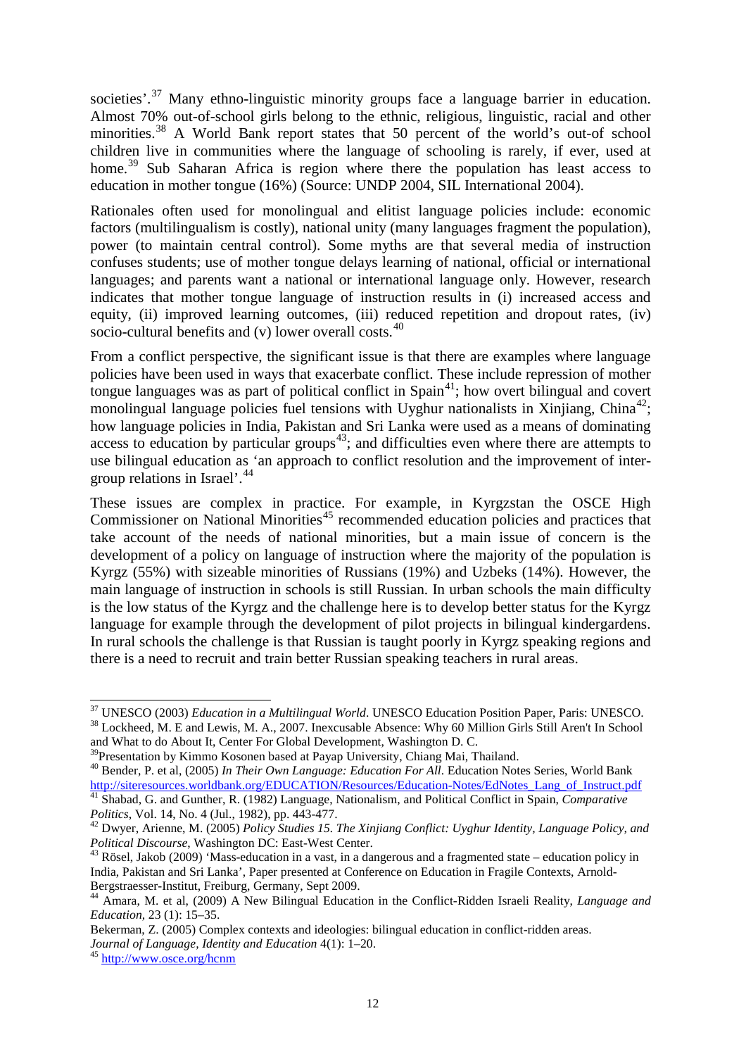societies'.[37] Many ethno-linguistic minority groups face a language barrier in education. Almost 70% out-of-school girls belong to the ethnic, religious, linguistic, racial and other minorities.[38] A World Bank report states that 50 percent of the world's out-of school children live in communities where the language of schooling is rarely, if ever, used at home.[39] Sub Saharan Africa is region where there the population has least access to education in mother tongue (16%) (Source: UNDP 2004, SIL International 2004).

Rationales often used for monolingual and elitist language policies include: economic factors (multilingualism is costly), national unity (many languages fragment the population), power (to maintain central control). Some myths are that several media of instruction confuses students; use of mother tongue delays learning of national, official or international languages; and parents want a national or international language only. However, research indicates that mother tongue language of instruction results in (i) increased access and equity, (ii) improved learning outcomes, (iii) reduced repetition and dropout rates, (iv) socio-cultural benefits and (v) lower overall costs.[40]

From a conflict perspective, the significant issue is that there are examples where language policies have been used in ways that exacerbate conflict. These include repression of mother tongue languages was as part of political conflict in Spain[41]; how overt bilingual and covert monolingual language policies fuel tensions with Uyghur nationalists in Xinjiang, China[42]; how language policies in India, Pakistan and Sri Lanka were used as a means of dominating access to education by particular groups[43]; and difficulties even where there are attempts to use bilingual education as 'an approach to conflict resolution and the improvement of inter-group relations in Israel'.[44]

These issues are complex in practice. For example, in Kyrgzstan the OSCE High Commissioner on National Minorities[45] recommended education policies and practices that take account of the needs of national minorities, but a main issue of concern is the development of a policy on language of instruction where the majority of the population is Kyrgz (55%) with sizeable minorities of Russians (19%) and Uzbeks (14%). However, the main language of instruction in schools is still Russian. In urban schools the main difficulty is the low status of the Kyrgz and the challenge here is to develop better status for the Kyrgz language for example through the development of pilot projects in bilingual kindergardens. In rural schools the challenge is that Russian is taught poorly in Kyrgz speaking regions and there is a need to recruit and train better Russian speaking teachers in rural areas.

---

[37] UNESCO (2003) *Education in a Multilingual World*. UNESCO Education Position Paper, Paris: UNESCO.

[38] Lockheed, M. E and Lewis, M. A., 2007. Inexcusable Absence: Why 60 Million Girls Still Aren't In School and What to do About It, Center For Global Development, Washington D. C.

[39] Presentation by Kimmo Kosonen based at Payap University, Chiang Mai, Thailand.

[40] Bender, P. et al, (2005) *In Their Own Language: Education For All*. Education Notes Series, World Bank http://siteresources.worldbank.org/EDUCATION/Resources/Education-Notes/EdNotes_Lang_of_Instruct.pdf

[41] Shabad, G. and Gunther, R. (1982) Language, Nationalism, and Political Conflict in Spain, *Comparative Politics*, Vol. 14, No. 4 (Jul., 1982), pp. 443-477.

[42] Dwyer, Arienne, M. (2005) *Policy Studies 15. The Xinjiang Conflict: Uyghur Identity, Language Policy, and Political Discourse*, Washington DC: East-West Center.

[43] Rösel, Jakob (2009) 'Mass-education in a vast, in a dangerous and a fragmented state – education policy in India, Pakistan and Sri Lanka', Paper presented at Conference on Education in Fragile Contexts, Arnold-Bergstraesser-Institut, Freiburg, Germany, Sept 2009.

[44] Amara, M. et al, (2009) A New Bilingual Education in the Conflict-Ridden Israeli Reality, *Language and Education*, 23 (1): 15–35.

Bekerman, Z. (2005) Complex contexts and ideologies: bilingual education in conflict-ridden areas. *Journal of Language, Identity and Education* 4(1): 1–20.

[45] http://www.osce.org/hcnm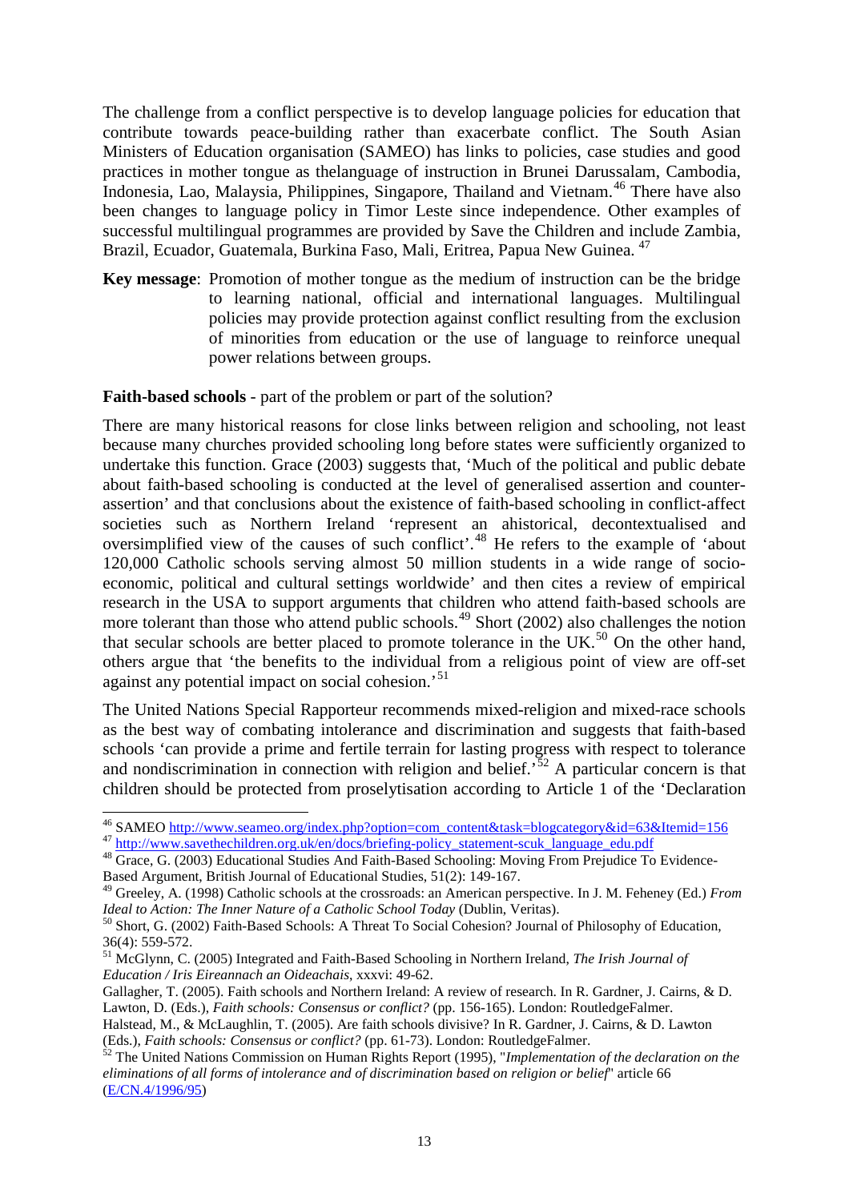The challenge from a conflict perspective is to develop language policies for education that contribute towards peace-building rather than exacerbate conflict. The South Asian Ministers of Education organisation (SAMEO) has links to policies, case studies and good practices in mother tongue as thelanguage of instruction in Brunei Darussalam, Cambodia, Indonesia, Lao, Malaysia, Philippines, Singapore, Thailand and Vietnam.[46] There have also been changes to language policy in Timor Leste since independence. Other examples of successful multilingual programmes are provided by Save the Children and include Zambia, Brazil, Ecuador, Guatemala, Burkina Faso, Mali, Eritrea, Papua New Guinea.[47]

**Key message**: Promotion of mother tongue as the medium of instruction can be the bridge to learning national, official and international languages. Multilingual policies may provide protection against conflict resulting from the exclusion of minorities from education or the use of language to reinforce unequal power relations between groups.

**Faith-based schools** - part of the problem or part of the solution?

There are many historical reasons for close links between religion and schooling, not least because many churches provided schooling long before states were sufficiently organized to undertake this function. Grace (2003) suggests that, 'Much of the political and public debate about faith-based schooling is conducted at the level of generalised assertion and counter-assertion' and that conclusions about the existence of faith-based schooling in conflict-affect societies such as Northern Ireland 'represent an ahistorical, decontextualised and oversimplified view of the causes of such conflict'.[48] He refers to the example of 'about 120,000 Catholic schools serving almost 50 million students in a wide range of socio-economic, political and cultural settings worldwide' and then cites a review of empirical research in the USA to support arguments that children who attend faith-based schools are more tolerant than those who attend public schools.[49] Short (2002) also challenges the notion that secular schools are better placed to promote tolerance in the UK.[50] On the other hand, others argue that 'the benefits to the individual from a religious point of view are off-set against any potential impact on social cohesion.'[51]

The United Nations Special Rapporteur recommends mixed-religion and mixed-race schools as the best way of combating intolerance and discrimination and suggests that faith-based schools 'can provide a prime and fertile terrain for lasting progress with respect to tolerance and nondiscrimination in connection with religion and belief.'[52] A particular concern is that children should be protected from proselytisation according to Article 1 of the 'Declaration

---

[46] SAMEO http://www.seameo.org/index.php?option=com_content&task=blogcategory&id=63&Itemid=156

[47] http://www.savethechildren.org.uk/en/docs/briefing-policy_statement-scuk_language_edu.pdf

[48] Grace, G. (2003) Educational Studies And Faith-Based Schooling: Moving From Prejudice To Evidence-Based Argument, British Journal of Educational Studies, 51(2): 149-167.

[49] Greeley, A. (1998) Catholic schools at the crossroads: an American perspective. In J. M. Feheney (Ed.) *From Ideal to Action: The Inner Nature of a Catholic School Today* (Dublin, Veritas).

[50] Short, G. (2002) Faith-Based Schools: A Threat To Social Cohesion? Journal of Philosophy of Education, 36(4): 559-572.

[51] McGlynn, C. (2005) Integrated and Faith-Based Schooling in Northern Ireland, *The Irish Journal of Education / Iris Eireannach an Oideachais*, xxxvi: 49-62.

Gallagher, T. (2005). Faith schools and Northern Ireland: A review of research. In R. Gardner, J. Cairns, & D. Lawton, D. (Eds.), *Faith schools: Consensus or conflict?* (pp. 156-165). London: RoutledgeFalmer.

Halstead, M., & McLaughlin, T. (2005). Are faith schools divisive? In R. Gardner, J. Cairns, & D. Lawton (Eds.), *Faith schools: Consensus or conflict?* (pp. 61-73). London: RoutledgeFalmer.

[52] The United Nations Commission on Human Rights Report (1995), "*Implementation of the declaration on the eliminations of all forms of intolerance and of discrimination based on religion or belief*" article 66 (E/CN.4/1996/95)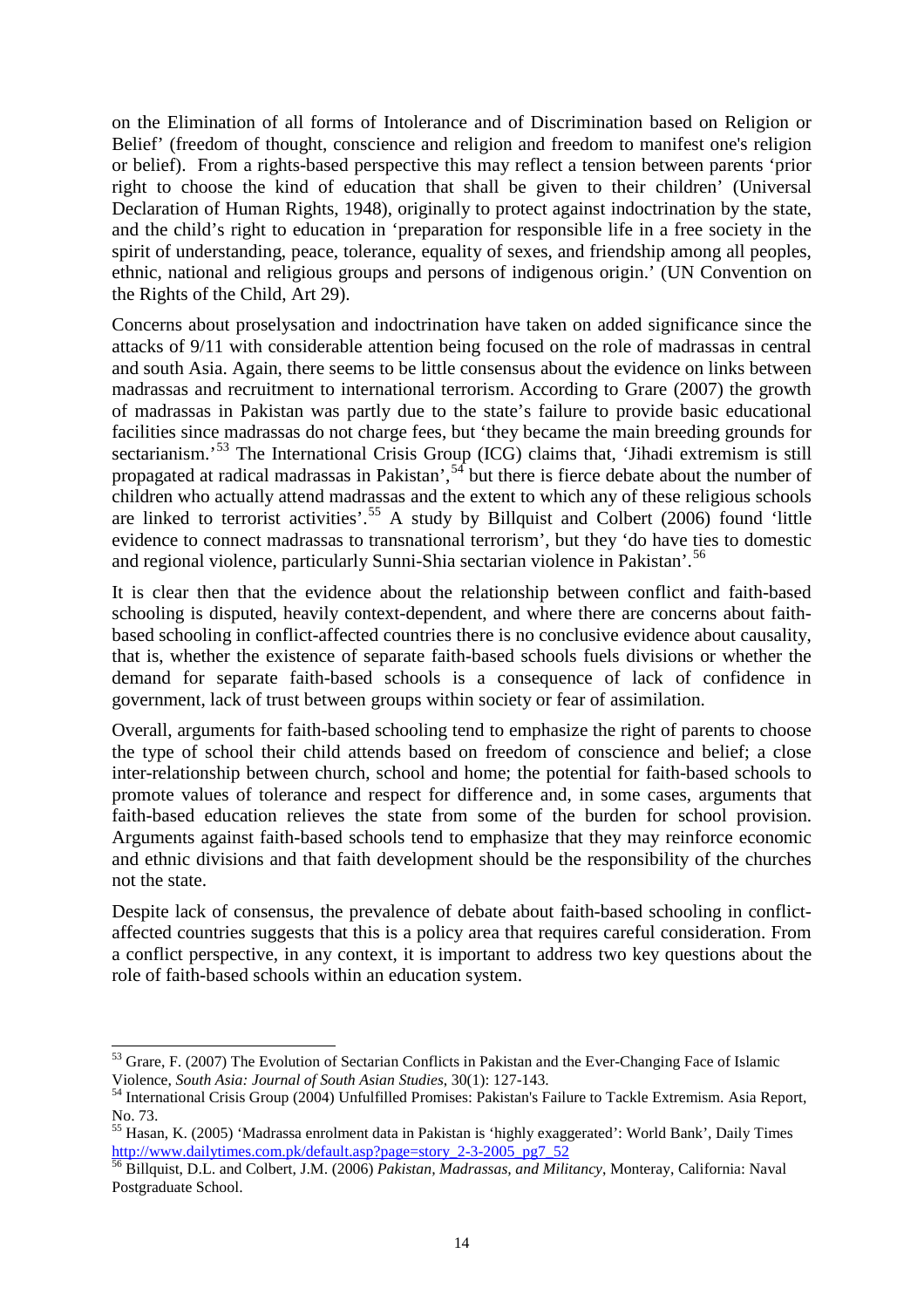on the Elimination of all forms of Intolerance and of Discrimination based on Religion or Belief' (freedom of thought, conscience and religion and freedom to manifest one's religion or belief). From a rights-based perspective this may reflect a tension between parents 'prior right to choose the kind of education that shall be given to their children' (Universal Declaration of Human Rights, 1948), originally to protect against indoctrination by the state, and the child's right to education in 'preparation for responsible life in a free society in the spirit of understanding, peace, tolerance, equality of sexes, and friendship among all peoples, ethnic, national and religious groups and persons of indigenous origin.' (UN Convention on the Rights of the Child, Art 29).

Concerns about proselysation and indoctrination have taken on added significance since the attacks of 9/11 with considerable attention being focused on the role of madrassas in central and south Asia. Again, there seems to be little consensus about the evidence on links between madrassas and recruitment to international terrorism. According to Grare (2007) the growth of madrassas in Pakistan was partly due to the state's failure to provide basic educational facilities since madrassas do not charge fees, but 'they became the main breeding grounds for sectarianism.'[53] The International Crisis Group (ICG) claims that, 'Jihadi extremism is still propagated at radical madrassas in Pakistan',[54] but there is fierce debate about the number of children who actually attend madrassas and the extent to which any of these religious schools are linked to terrorist activities'.[55] A study by Billquist and Colbert (2006) found 'little evidence to connect madrassas to transnational terrorism', but they 'do have ties to domestic and regional violence, particularly Sunni-Shia sectarian violence in Pakistan'.[56]

It is clear then that the evidence about the relationship between conflict and faith-based schooling is disputed, heavily context-dependent, and where there are concerns about faith-based schooling in conflict-affected countries there is no conclusive evidence about causality, that is, whether the existence of separate faith-based schools fuels divisions or whether the demand for separate faith-based schools is a consequence of lack of confidence in government, lack of trust between groups within society or fear of assimilation.

Overall, arguments for faith-based schooling tend to emphasize the right of parents to choose the type of school their child attends based on freedom of conscience and belief; a close inter-relationship between church, school and home; the potential for faith-based schools to promote values of tolerance and respect for difference and, in some cases, arguments that faith-based education relieves the state from some of the burden for school provision. Arguments against faith-based schools tend to emphasize that they may reinforce economic and ethnic divisions and that faith development should be the responsibility of the churches not the state.

Despite lack of consensus, the prevalence of debate about faith-based schooling in conflict-affected countries suggests that this is a policy area that requires careful consideration. From a conflict perspective, in any context, it is important to address two key questions about the role of faith-based schools within an education system.

---

[53] Grare, F. (2007) The Evolution of Sectarian Conflicts in Pakistan and the Ever-Changing Face of Islamic Violence, *South Asia: Journal of South Asian Studies*, 30(1): 127-143.

[54] International Crisis Group (2004) Unfulfilled Promises: Pakistan's Failure to Tackle Extremism. Asia Report, No. 73.

[55] Hasan, K. (2005) 'Madrassa enrolment data in Pakistan is 'highly exaggerated': World Bank', Daily Times http://www.dailytimes.com.pk/default.asp?page=story_2-3-2005_pg7_52

[56] Billquist, D.L. and Colbert, J.M. (2006) *Pakistan, Madrassas, and Militancy*, Monteray, California: Naval Postgraduate School.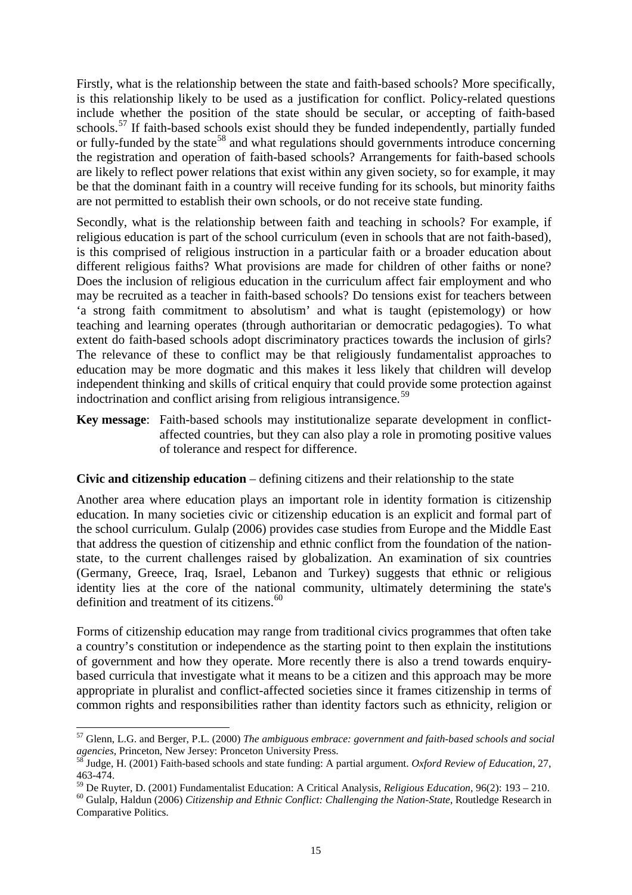Firstly, what is the relationship between the state and faith-based schools? More specifically, is this relationship likely to be used as a justification for conflict. Policy-related questions include whether the position of the state should be secular, or accepting of faith-based schools.[57] If faith-based schools exist should they be funded independently, partially funded or fully-funded by the state[58] and what regulations should governments introduce concerning the registration and operation of faith-based schools? Arrangements for faith-based schools are likely to reflect power relations that exist within any given society, so for example, it may be that the dominant faith in a country will receive funding for its schools, but minority faiths are not permitted to establish their own schools, or do not receive state funding.

Secondly, what is the relationship between faith and teaching in schools? For example, if religious education is part of the school curriculum (even in schools that are not faith-based), is this comprised of religious instruction in a particular faith or a broader education about different religious faiths? What provisions are made for children of other faiths or none? Does the inclusion of religious education in the curriculum affect fair employment and who may be recruited as a teacher in faith-based schools? Do tensions exist for teachers between 'a strong faith commitment to absolutism' and what is taught (epistemology) or how teaching and learning operates (through authoritarian or democratic pedagogies). To what extent do faith-based schools adopt discriminatory practices towards the inclusion of girls? The relevance of these to conflict may be that religiously fundamentalist approaches to education may be more dogmatic and this makes it less likely that children will develop independent thinking and skills of critical enquiry that could provide some protection against indoctrination and conflict arising from religious intransigence.[59]

**Key message**: Faith-based schools may institutionalize separate development in conflict-affected countries, but they can also play a role in promoting positive values of tolerance and respect for difference.

**Civic and citizenship education** – defining citizens and their relationship to the state

Another area where education plays an important role in identity formation is citizenship education. In many societies civic or citizenship education is an explicit and formal part of the school curriculum. Gulalp (2006) provides case studies from Europe and the Middle East that address the question of citizenship and ethnic conflict from the foundation of the nation-state, to the current challenges raised by globalization. An examination of six countries (Germany, Greece, Iraq, Israel, Lebanon and Turkey) suggests that ethnic or religious identity lies at the core of the national community, ultimately determining the state's definition and treatment of its citizens.[60]

Forms of citizenship education may range from traditional civics programmes that often take a country's constitution or independence as the starting point to then explain the institutions of government and how they operate. More recently there is also a trend towards enquiry-based curricula that investigate what it means to be a citizen and this approach may be more appropriate in pluralist and conflict-affected societies since it frames citizenship in terms of common rights and responsibilities rather than identity factors such as ethnicity, religion or

---

[57] Glenn, L.G. and Berger, P.L. (2000) *The ambiguous embrace: government and faith-based schools and social agencies*, Princeton, New Jersey: Pronceton University Press.

[58] Judge, H. (2001) Faith-based schools and state funding: A partial argument. *Oxford Review of Education*, 27, 463-474.

[59] De Ruyter, D. (2001) Fundamentalist Education: A Critical Analysis, *Religious Education*, 96(2): 193 – 210.

[60] Gulalp, Haldun (2006) *Citizenship and Ethnic Conflict: Challenging the Nation-State*, Routledge Research in Comparative Politics.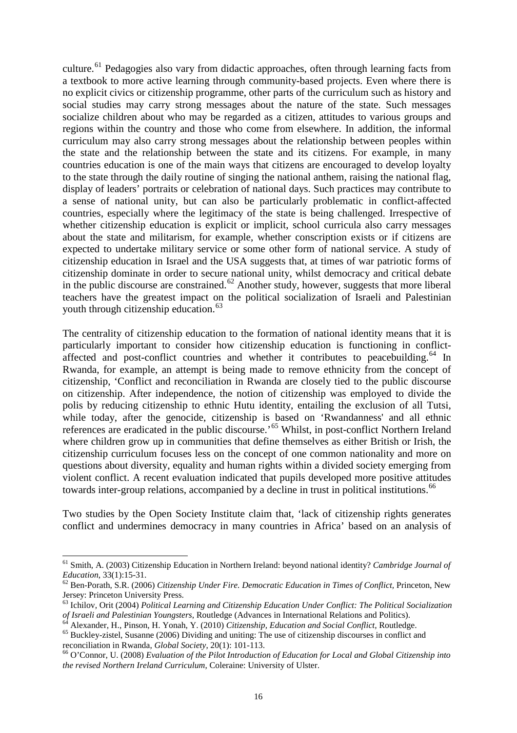culture.[61] Pedagogies also vary from didactic approaches, often through learning facts from a textbook to more active learning through community-based projects. Even where there is no explicit civics or citizenship programme, other parts of the curriculum such as history and social studies may carry strong messages about the nature of the state. Such messages socialize children about who may be regarded as a citizen, attitudes to various groups and regions within the country and those who come from elsewhere. In addition, the informal curriculum may also carry strong messages about the relationship between peoples within the state and the relationship between the state and its citizens. For example, in many countries education is one of the main ways that citizens are encouraged to develop loyalty to the state through the daily routine of singing the national anthem, raising the national flag, display of leaders' portraits or celebration of national days. Such practices may contribute to a sense of national unity, but can also be particularly problematic in conflict-affected countries, especially where the legitimacy of the state is being challenged. Irrespective of whether citizenship education is explicit or implicit, school curricula also carry messages about the state and militarism, for example, whether conscription exists or if citizens are expected to undertake military service or some other form of national service. A study of citizenship education in Israel and the USA suggests that, at times of war patriotic forms of citizenship dominate in order to secure national unity, whilst democracy and critical debate in the public discourse are constrained.[62] Another study, however, suggests that more liberal teachers have the greatest impact on the political socialization of Israeli and Palestinian youth through citizenship education.[63]

The centrality of citizenship education to the formation of national identity means that it is particularly important to consider how citizenship education is functioning in conflict-affected and post-conflict countries and whether it contributes to peacebuilding.[64] In Rwanda, for example, an attempt is being made to remove ethnicity from the concept of citizenship, 'Conflict and reconciliation in Rwanda are closely tied to the public discourse on citizenship. After independence, the notion of citizenship was employed to divide the polis by reducing citizenship to ethnic Hutu identity, entailing the exclusion of all Tutsi, while today, after the genocide, citizenship is based on 'Rwandanness' and all ethnic references are eradicated in the public discourse.'[65] Whilst, in post-conflict Northern Ireland where children grow up in communities that define themselves as either British or Irish, the citizenship curriculum focuses less on the concept of one common nationality and more on questions about diversity, equality and human rights within a divided society emerging from violent conflict. A recent evaluation indicated that pupils developed more positive attitudes towards inter-group relations, accompanied by a decline in trust in political institutions.[66]

Two studies by the Open Society Institute claim that, 'lack of citizenship rights generates conflict and undermines democracy in many countries in Africa' based on an analysis of

---

[61] Smith, A. (2003) Citizenship Education in Northern Ireland: beyond national identity? *Cambridge Journal of Education*, 33(1):15-31.

[62] Ben-Porath, S.R. (2006) *Citizenship Under Fire. Democratic Education in Times of Conflict*, Princeton, New Jersey: Princeton University Press.

[63] Ichilov, Orit (2004) *Political Learning and Citizenship Education Under Conflict: The Political Socialization of Israeli and Palestinian Youngsters*, Routledge (Advances in International Relations and Politics).

[64] Alexander, H., Pinson, H. Yonah, Y. (2010) *Citizenship, Education and Social Conflict*, Routledge.

[65] Buckley-zistel, Susanne (2006) Dividing and uniting: The use of citizenship discourses in conflict and reconciliation in Rwanda, *Global Society*, 20(1): 101-113.

[66] O'Connor, U. (2008) *Evaluation of the Pilot Introduction of Education for Local and Global Citizenship into the revised Northern Ireland Curriculum*, Coleraine: University of Ulster.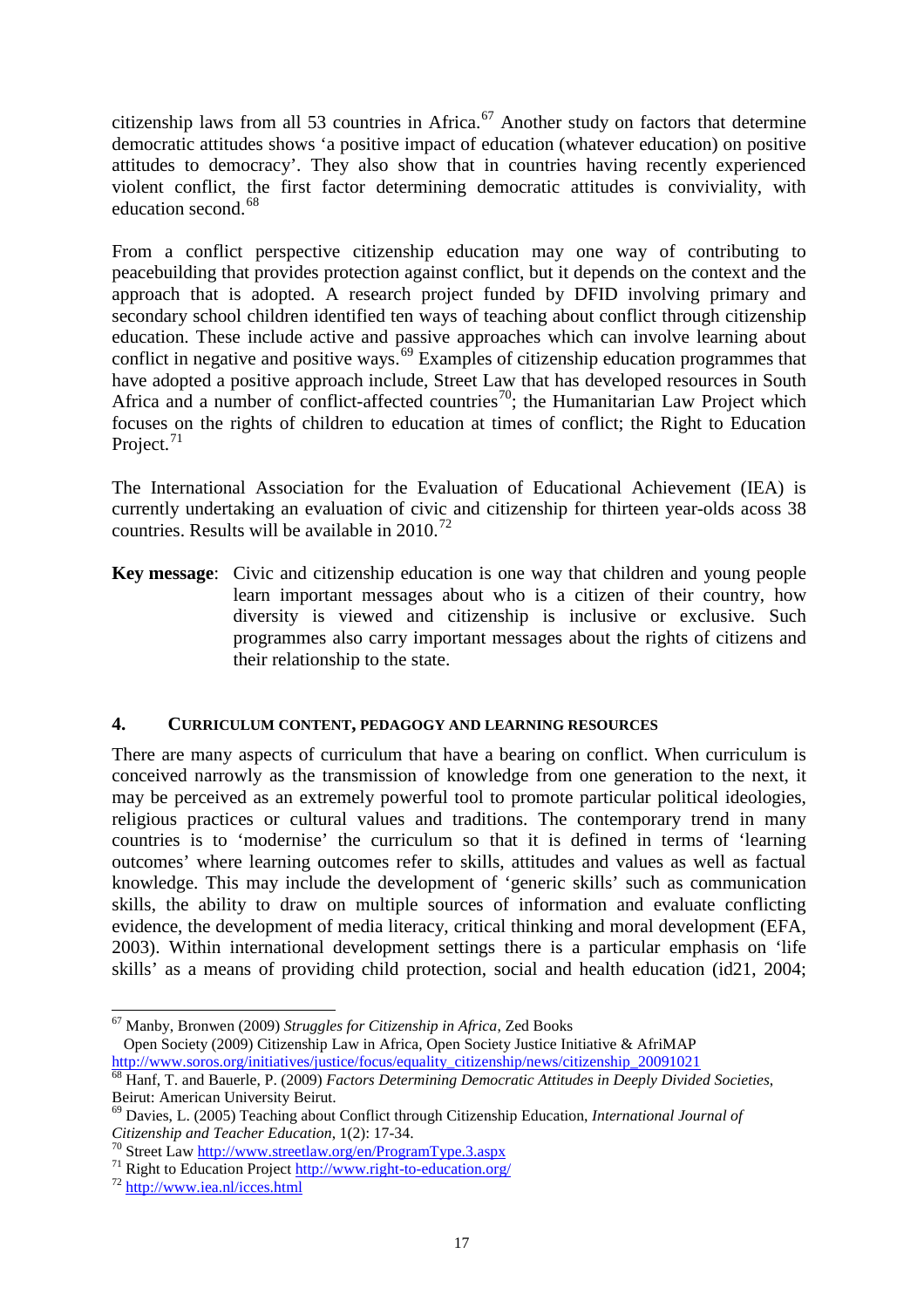citizenship laws from all 53 countries in Africa.[67] Another study on factors that determine democratic attitudes shows 'a positive impact of education (whatever education) on positive attitudes to democracy'. They also show that in countries having recently experienced violent conflict, the first factor determining democratic attitudes is conviviality, with education second.[68]

From a conflict perspective citizenship education may one way of contributing to peacebuilding that provides protection against conflict, but it depends on the context and the approach that is adopted. A research project funded by DFID involving primary and secondary school children identified ten ways of teaching about conflict through citizenship education. These include active and passive approaches which can involve learning about conflict in negative and positive ways.[69] Examples of citizenship education programmes that have adopted a positive approach include, Street Law that has developed resources in South Africa and a number of conflict-affected countries[70]; the Humanitarian Law Project which focuses on the rights of children to education at times of conflict; the Right to Education Project.[71]

The International Association for the Evaluation of Educational Achievement (IEA) is currently undertaking an evaluation of civic and citizenship for thirteen year-olds acoss 38 countries. Results will be available in 2010.[72]

**Key message**: Civic and citizenship education is one way that children and young people learn important messages about who is a citizen of their country, how diversity is viewed and citizenship is inclusive or exclusive. Such programmes also carry important messages about the rights of citizens and their relationship to the state.

## 4. CURRICULUM CONTENT, PEDAGOGY AND LEARNING RESOURCES

There are many aspects of curriculum that have a bearing on conflict. When curriculum is conceived narrowly as the transmission of knowledge from one generation to the next, it may be perceived as an extremely powerful tool to promote particular political ideologies, religious practices or cultural values and traditions. The contemporary trend in many countries is to 'modernise' the curriculum so that it is defined in terms of 'learning outcomes' where learning outcomes refer to skills, attitudes and values as well as factual knowledge. This may include the development of 'generic skills' such as communication skills, the ability to draw on multiple sources of information and evaluate conflicting evidence, the development of media literacy, critical thinking and moral development (EFA, 2003). Within international development settings there is a particular emphasis on 'life skills' as a means of providing child protection, social and health education (id21, 2004;

---

[67] Manby, Bronwen (2009) *Struggles for Citizenship in Africa*, Zed Books
Open Society (2009) Citizenship Law in Africa, Open Society Justice Initiative & AfriMAP
http://www.soros.org/initiatives/justice/focus/equality_citizenship/news/citizenship_20091021

[68] Hanf, T. and Bauerle, P. (2009) *Factors Determining Democratic Attitudes in Deeply Divided Societies*, Beirut: American University Beirut.

[69] Davies, L. (2005) Teaching about Conflict through Citizenship Education, *International Journal of Citizenship and Teacher Education*, 1(2): 17-34.

[70] Street Law http://www.streetlaw.org/en/ProgramType.3.aspx

[71] Right to Education Project http://www.right-to-education.org/

[72] http://www.iea.nl/icces.html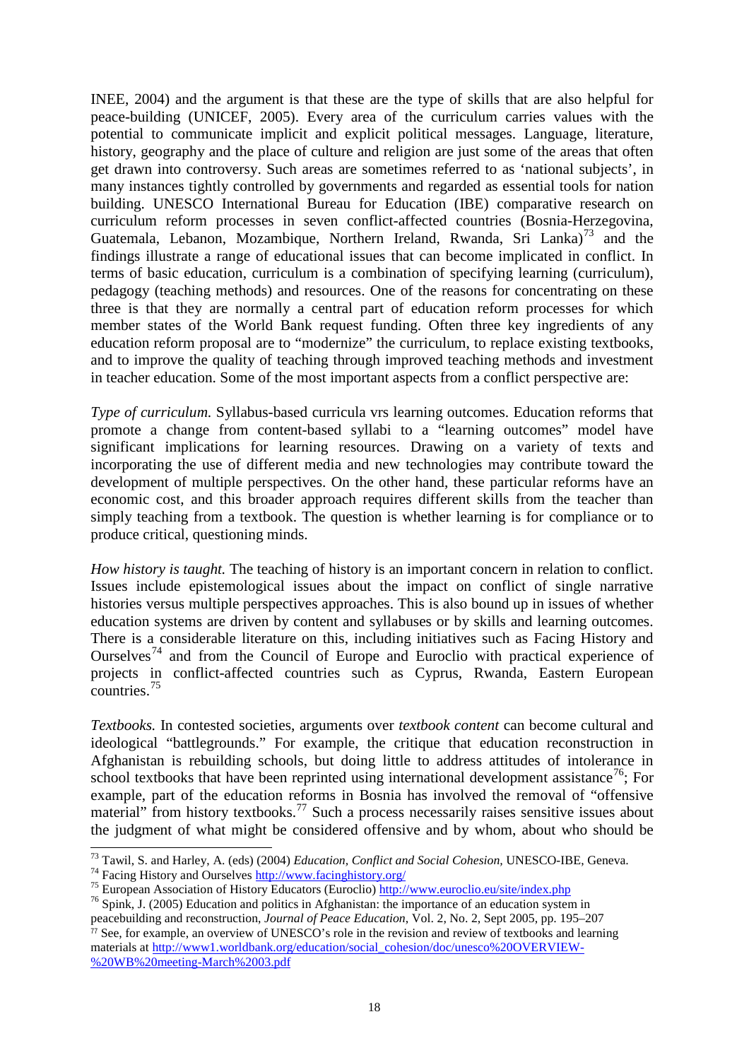INEE, 2004) and the argument is that these are the type of skills that are also helpful for peace-building (UNICEF, 2005). Every area of the curriculum carries values with the potential to communicate implicit and explicit political messages. Language, literature, history, geography and the place of culture and religion are just some of the areas that often get drawn into controversy. Such areas are sometimes referred to as 'national subjects', in many instances tightly controlled by governments and regarded as essential tools for nation building. UNESCO International Bureau for Education (IBE) comparative research on curriculum reform processes in seven conflict-affected countries (Bosnia-Herzegovina, Guatemala, Lebanon, Mozambique, Northern Ireland, Rwanda, Sri Lanka)[73] and the findings illustrate a range of educational issues that can become implicated in conflict. In terms of basic education, curriculum is a combination of specifying learning (curriculum), pedagogy (teaching methods) and resources. One of the reasons for concentrating on these three is that they are normally a central part of education reform processes for which member states of the World Bank request funding. Often three key ingredients of any education reform proposal are to "modernize" the curriculum, to replace existing textbooks, and to improve the quality of teaching through improved teaching methods and investment in teacher education. Some of the most important aspects from a conflict perspective are:

*Type of curriculum.* Syllabus-based curricula vrs learning outcomes. Education reforms that promote a change from content-based syllabi to a "learning outcomes" model have significant implications for learning resources. Drawing on a variety of texts and incorporating the use of different media and new technologies may contribute toward the development of multiple perspectives. On the other hand, these particular reforms have an economic cost, and this broader approach requires different skills from the teacher than simply teaching from a textbook. The question is whether learning is for compliance or to produce critical, questioning minds.

*How history is taught.* The teaching of history is an important concern in relation to conflict. Issues include epistemological issues about the impact on conflict of single narrative histories versus multiple perspectives approaches. This is also bound up in issues of whether education systems are driven by content and syllabuses or by skills and learning outcomes. There is a considerable literature on this, including initiatives such as Facing History and Ourselves[74] and from the Council of Europe and Euroclio with practical experience of projects in conflict-affected countries such as Cyprus, Rwanda, Eastern European countries.[75]

*Textbooks.* In contested societies, arguments over *textbook content* can become cultural and ideological "battlegrounds." For example, the critique that education reconstruction in Afghanistan is rebuilding schools, but doing little to address attitudes of intolerance in school textbooks that have been reprinted using international development assistance[76]; For example, part of the education reforms in Bosnia has involved the removal of "offensive material" from history textbooks.[77] Such a process necessarily raises sensitive issues about the judgment of what might be considered offensive and by whom, about who should be

---

[73] Tawil, S. and Harley, A. (eds) (2004) *Education, Conflict and Social Cohesion,* UNESCO-IBE, Geneva.

[74] Facing History and Ourselves http://www.facinghistory.org/

[75] European Association of History Educators (Euroclio) http://www.euroclio.eu/site/index.php

[76] Spink, J. (2005) Education and politics in Afghanistan: the importance of an education system in peacebuilding and reconstruction, *Journal of Peace Education*, Vol. 2, No. 2, Sept 2005, pp. 195–207

[77] See, for example, an overview of UNESCO's role in the revision and review of textbooks and learning materials at http://www1.worldbank.org/education/social_cohesion/doc/unesco%20OVERVIEW-%20WB%20meeting-March%2003.pdf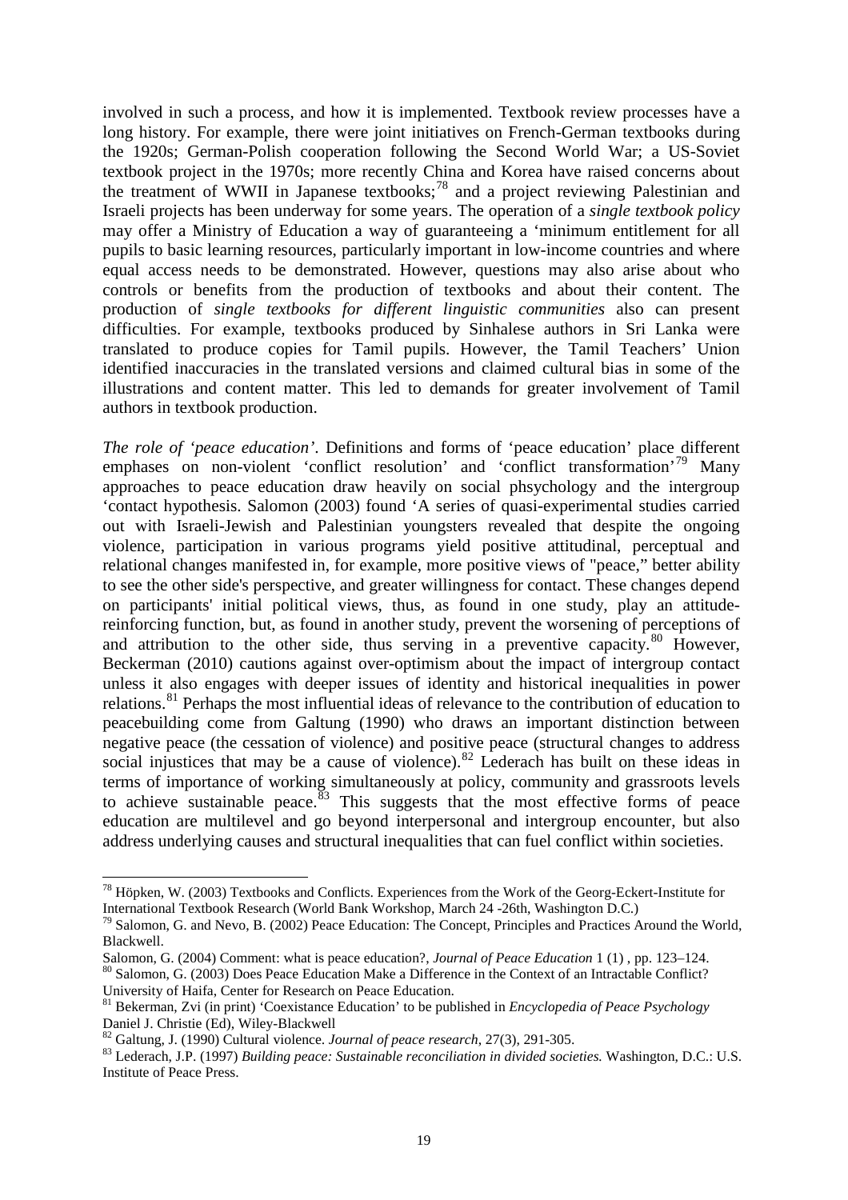involved in such a process, and how it is implemented. Textbook review processes have a long history. For example, there were joint initiatives on French-German textbooks during the 1920s; German-Polish cooperation following the Second World War; a US-Soviet textbook project in the 1970s; more recently China and Korea have raised concerns about the treatment of WWII in Japanese textbooks;[78] and a project reviewing Palestinian and Israeli projects has been underway for some years. The operation of a *single textbook policy* may offer a Ministry of Education a way of guaranteeing a 'minimum entitlement for all pupils to basic learning resources, particularly important in low-income countries and where equal access needs to be demonstrated. However, questions may also arise about who controls or benefits from the production of textbooks and about their content. The production of *single textbooks for different linguistic communities* also can present difficulties. For example, textbooks produced by Sinhalese authors in Sri Lanka were translated to produce copies for Tamil pupils. However, the Tamil Teachers' Union identified inaccuracies in the translated versions and claimed cultural bias in some of the illustrations and content matter. This led to demands for greater involvement of Tamil authors in textbook production.

*The role of 'peace education'*. Definitions and forms of 'peace education' place different emphases on non-violent 'conflict resolution' and 'conflict transformation'[79] Many approaches to peace education draw heavily on social phsychology and the intergroup 'contact hypothesis. Salomon (2003) found 'A series of quasi-experimental studies carried out with Israeli-Jewish and Palestinian youngsters revealed that despite the ongoing violence, participation in various programs yield positive attitudinal, perceptual and relational changes manifested in, for example, more positive views of "peace," better ability to see the other side's perspective, and greater willingness for contact. These changes depend on participants' initial political views, thus, as found in one study, play an attitude-reinforcing function, but, as found in another study, prevent the worsening of perceptions of and attribution to the other side, thus serving in a preventive capacity.[80] However, Beckerman (2010) cautions against over-optimism about the impact of intergroup contact unless it also engages with deeper issues of identity and historical inequalities in power relations.[81] Perhaps the most influential ideas of relevance to the contribution of education to peacebuilding come from Galtung (1990) who draws an important distinction between negative peace (the cessation of violence) and positive peace (structural changes to address social injustices that may be a cause of violence).[82] Lederach has built on these ideas in terms of importance of working simultaneously at policy, community and grassroots levels to achieve sustainable peace.[83] This suggests that the most effective forms of peace education are multilevel and go beyond interpersonal and intergroup encounter, but also address underlying causes and structural inequalities that can fuel conflict within societies.

---

[78] Höpken, W. (2003) Textbooks and Conflicts. Experiences from the Work of the Georg-Eckert-Institute for International Textbook Research (World Bank Workshop, March 24 -26th, Washington D.C.)

[79] Salomon, G. and Nevo, B. (2002) Peace Education: The Concept, Principles and Practices Around the World, Blackwell.

Salomon, G. (2004) Comment: what is peace education?, *Journal of Peace Education* 1 (1) , pp. 123–124.

[80] Salomon, G. (2003) Does Peace Education Make a Difference in the Context of an Intractable Conflict? University of Haifa, Center for Research on Peace Education.

[81] Bekerman, Zvi (in print) 'Coexistance Education' to be published in *Encyclopedia of Peace Psychology* Daniel J. Christie (Ed), Wiley-Blackwell

[82] Galtung, J. (1990) Cultural violence. *Journal of peace research*, 27(3), 291-305.

[83] Lederach, J.P. (1997) *Building peace: Sustainable reconciliation in divided societies.* Washington, D.C.: U.S. Institute of Peace Press.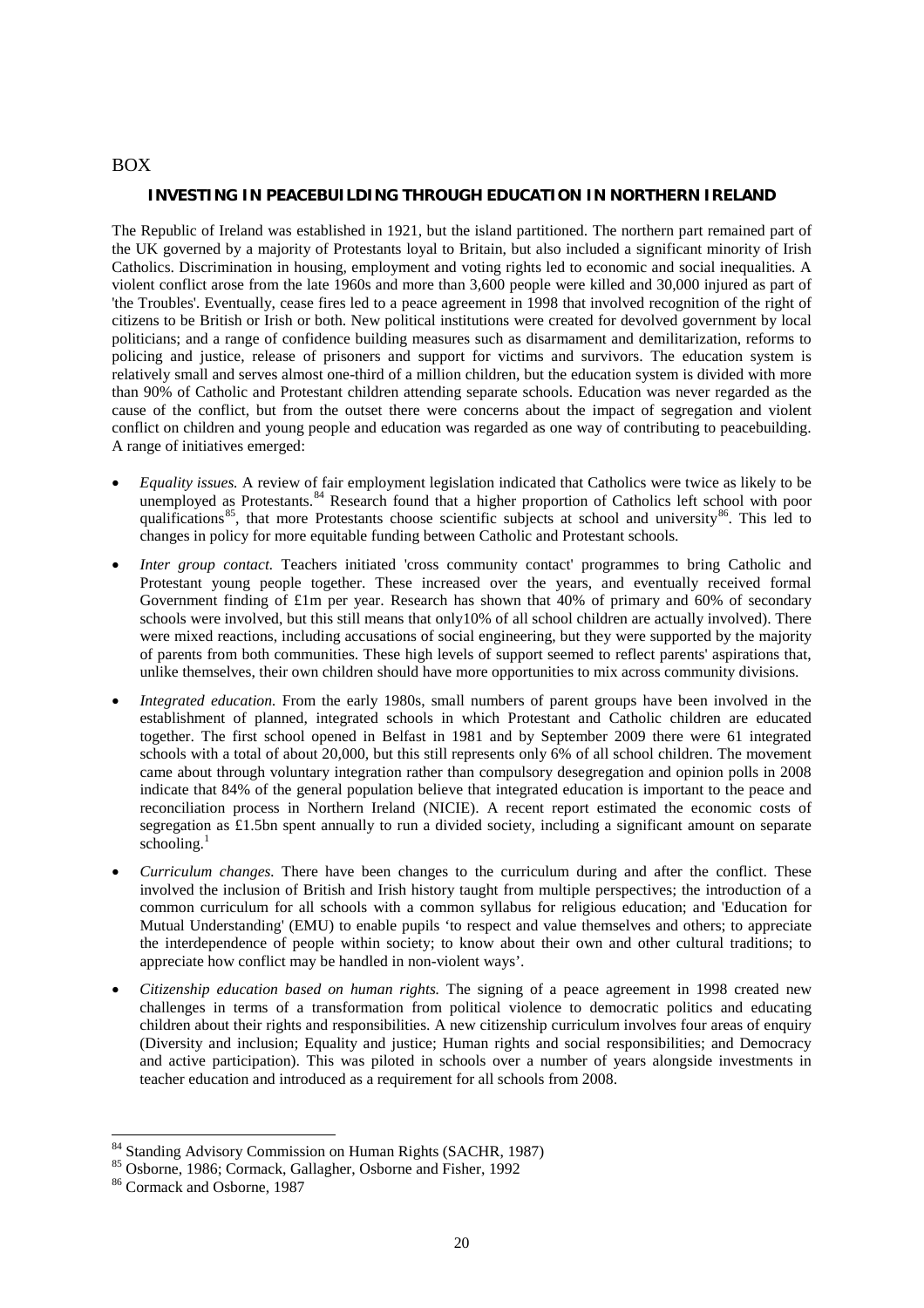BOX

### INVESTING IN PEACEBUILDING THROUGH EDUCATION IN NORTHERN IRELAND

The Republic of Ireland was established in 1921, but the island partitioned. The northern part remained part of the UK governed by a majority of Protestants loyal to Britain, but also included a significant minority of Irish Catholics. Discrimination in housing, employment and voting rights led to economic and social inequalities. A violent conflict arose from the late 1960s and more than 3,600 people were killed and 30,000 injured as part of 'the Troubles'. Eventually, cease fires led to a peace agreement in 1998 that involved recognition of the right of citizens to be British or Irish or both. New political institutions were created for devolved government by local politicians; and a range of confidence building measures such as disarmament and demilitarization, reforms to policing and justice, release of prisoners and support for victims and survivors. The education system is relatively small and serves almost one-third of a million children, but the education system is divided with more than 90% of Catholic and Protestant children attending separate schools. Education was never regarded as the cause of the conflict, but from the outset there were concerns about the impact of segregation and violent conflict on children and young people and education was regarded as one way of contributing to peacebuilding. A range of initiatives emerged:

- *Equality issues.* A review of fair employment legislation indicated that Catholics were twice as likely to be unemployed as Protestants.[84] Research found that a higher proportion of Catholics left school with poor qualifications[85], that more Protestants choose scientific subjects at school and university[86]. This led to changes in policy for more equitable funding between Catholic and Protestant schools.
- *Inter group contact.* Teachers initiated 'cross community contact' programmes to bring Catholic and Protestant young people together. These increased over the years, and eventually received formal Government finding of £1m per year. Research has shown that 40% of primary and 60% of secondary schools were involved, but this still means that only10% of all school children are actually involved). There were mixed reactions, including accusations of social engineering, but they were supported by the majority of parents from both communities. These high levels of support seemed to reflect parents' aspirations that, unlike themselves, their own children should have more opportunities to mix across community divisions.
- *Integrated education.* From the early 1980s, small numbers of parent groups have been involved in the establishment of planned, integrated schools in which Protestant and Catholic children are educated together. The first school opened in Belfast in 1981 and by September 2009 there were 61 integrated schools with a total of about 20,000, but this still represents only 6% of all school children. The movement came about through voluntary integration rather than compulsory desegregation and opinion polls in 2008 indicate that 84% of the general population believe that integrated education is important to the peace and reconciliation process in Northern Ireland (NICIE). A recent report estimated the economic costs of segregation as £1.5bn spent annually to run a divided society, including a significant amount on separate schooling.[1]
- *Curriculum changes.* There have been changes to the curriculum during and after the conflict. These involved the inclusion of British and Irish history taught from multiple perspectives; the introduction of a common curriculum for all schools with a common syllabus for religious education; and 'Education for Mutual Understanding' (EMU) to enable pupils 'to respect and value themselves and others; to appreciate the interdependence of people within society; to know about their own and other cultural traditions; to appreciate how conflict may be handled in non-violent ways'.
- *Citizenship education based on human rights.* The signing of a peace agreement in 1998 created new challenges in terms of a transformation from political violence to democratic politics and educating children about their rights and responsibilities. A new citizenship curriculum involves four areas of enquiry (Diversity and inclusion; Equality and justice; Human rights and social responsibilities; and Democracy and active participation). This was piloted in schools over a number of years alongside investments in teacher education and introduced as a requirement for all schools from 2008.

---

[84] Standing Advisory Commission on Human Rights (SACHR, 1987)

[85] Osborne, 1986; Cormack, Gallagher, Osborne and Fisher, 1992

[86] Cormack and Osborne, 1987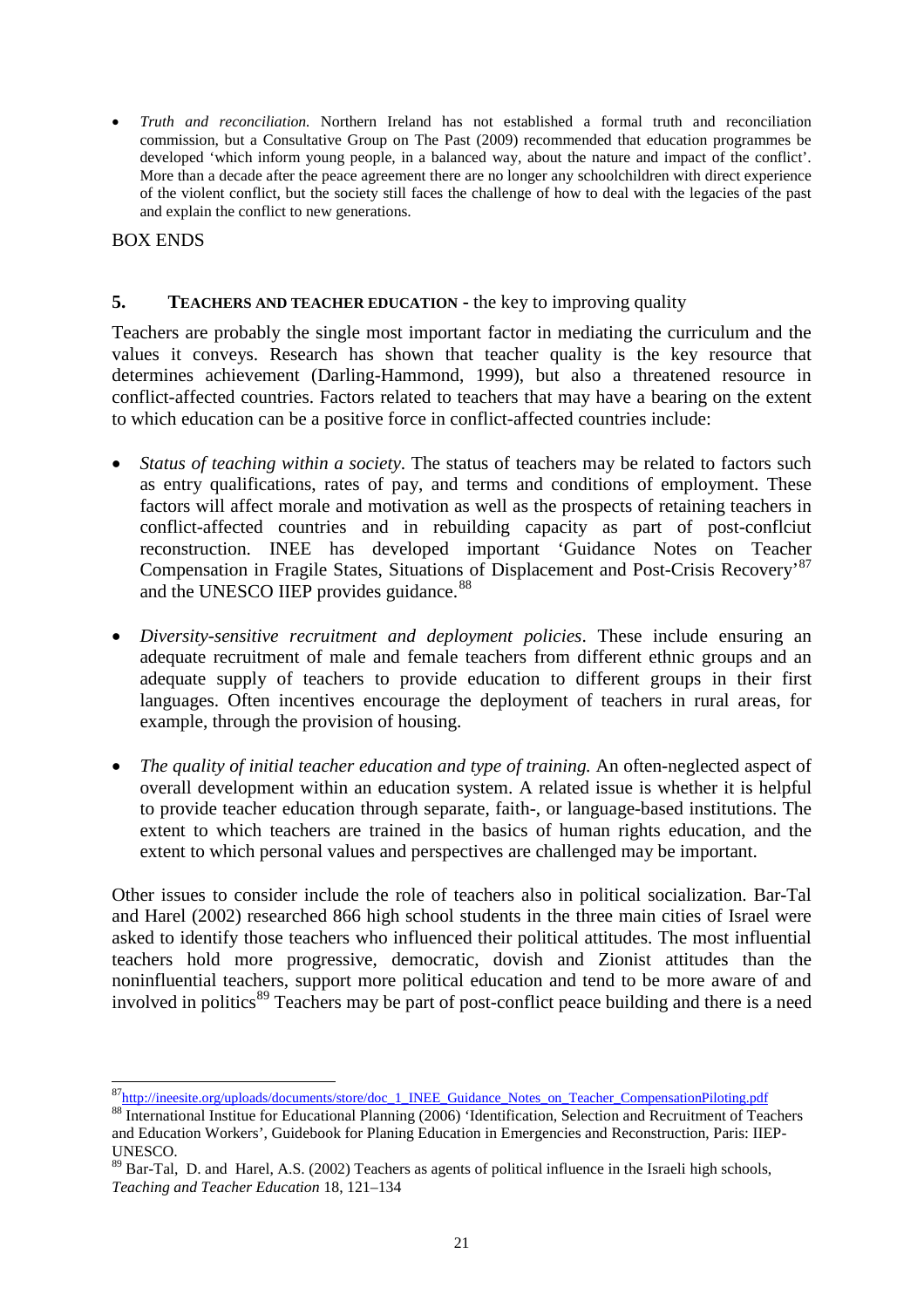- *Truth and reconciliation.* Northern Ireland has not established a formal truth and reconciliation commission, but a Consultative Group on The Past (2009) recommended that education programmes be developed 'which inform young people, in a balanced way, about the nature and impact of the conflict'. More than a decade after the peace agreement there are no longer any schoolchildren with direct experience of the violent conflict, but the society still faces the challenge of how to deal with the legacies of the past and explain the conflict to new generations.

BOX ENDS

## 5. TEACHERS AND TEACHER EDUCATION - the key to improving quality

Teachers are probably the single most important factor in mediating the curriculum and the values it conveys. Research has shown that teacher quality is the key resource that determines achievement (Darling-Hammond, 1999), but also a threatened resource in conflict-affected countries. Factors related to teachers that may have a bearing on the extent to which education can be a positive force in conflict-affected countries include:

- *Status of teaching within a society*. The status of teachers may be related to factors such as entry qualifications, rates of pay, and terms and conditions of employment. These factors will affect morale and motivation as well as the prospects of retaining teachers in conflict-affected countries and in rebuilding capacity as part of post-conflciut reconstruction. INEE has developed important 'Guidance Notes on Teacher Compensation in Fragile States, Situations of Displacement and Post-Crisis Recovery'[87] and the UNESCO IIEP provides guidance.[88]

- *Diversity-sensitive recruitment and deployment policies*. These include ensuring an adequate recruitment of male and female teachers from different ethnic groups and an adequate supply of teachers to provide education to different groups in their first languages. Often incentives encourage the deployment of teachers in rural areas, for example, through the provision of housing.

- *The quality of initial teacher education and type of training.* An often-neglected aspect of overall development within an education system. A related issue is whether it is helpful to provide teacher education through separate, faith-, or language-based institutions. The extent to which teachers are trained in the basics of human rights education, and the extent to which personal values and perspectives are challenged may be important.

Other issues to consider include the role of teachers also in political socialization. Bar-Tal and Harel (2002) researched 866 high school students in the three main cities of Israel were asked to identify those teachers who influenced their political attitudes. The most influential teachers hold more progressive, democratic, dovish and Zionist attitudes than the noninfluential teachers, support more political education and tend to be more aware of and involved in politics[89] Teachers may be part of post-conflict peace building and there is a need

---

[87] http://ineesite.org/uploads/documents/store/doc_1_INEE_Guidance_Notes_on_Teacher_CompensationPiloting.pdf

[88] International Institue for Educational Planning (2006) 'Identification, Selection and Recruitment of Teachers and Education Workers', Guidebook for Planing Education in Emergencies and Reconstruction, Paris: IIEP-UNESCO.

[89] Bar-Tal, D. and Harel, A.S. (2002) Teachers as agents of political influence in the Israeli high schools, *Teaching and Teacher Education* 18, 121–134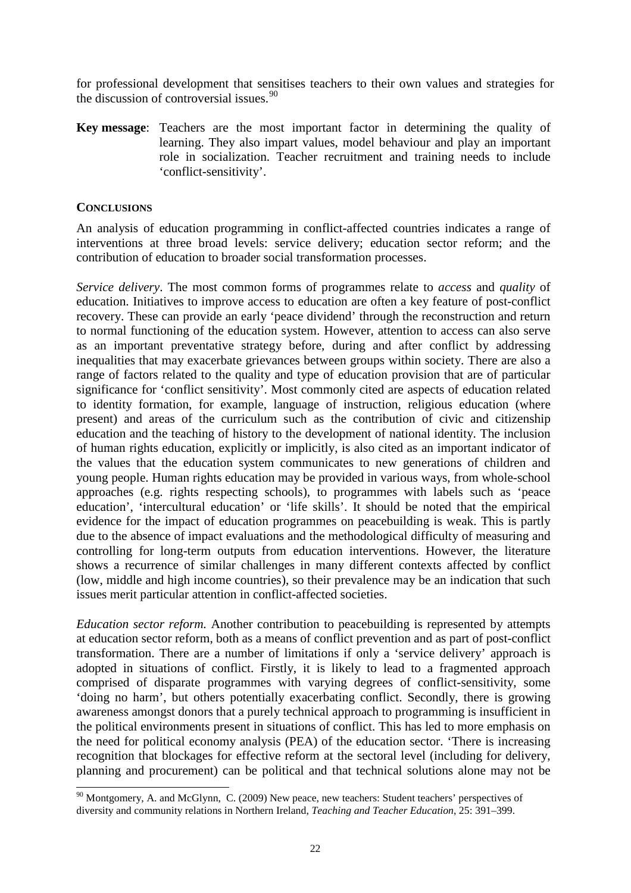for professional development that sensitises teachers to their own values and strategies for the discussion of controversial issues.[90]

**Key message**: Teachers are the most important factor in determining the quality of learning. They also impart values, model behaviour and play an important role in socialization. Teacher recruitment and training needs to include 'conflict-sensitivity'.

## CONCLUSIONS

An analysis of education programming in conflict-affected countries indicates a range of interventions at three broad levels: service delivery; education sector reform; and the contribution of education to broader social transformation processes.

*Service delivery*. The most common forms of programmes relate to *access* and *quality* of education. Initiatives to improve access to education are often a key feature of post-conflict recovery. These can provide an early 'peace dividend' through the reconstruction and return to normal functioning of the education system. However, attention to access can also serve as an important preventative strategy before, during and after conflict by addressing inequalities that may exacerbate grievances between groups within society. There are also a range of factors related to the quality and type of education provision that are of particular significance for 'conflict sensitivity'. Most commonly cited are aspects of education related to identity formation, for example, language of instruction, religious education (where present) and areas of the curriculum such as the contribution of civic and citizenship education and the teaching of history to the development of national identity. The inclusion of human rights education, explicitly or implicitly, is also cited as an important indicator of the values that the education system communicates to new generations of children and young people. Human rights education may be provided in various ways, from whole-school approaches (e.g. rights respecting schools), to programmes with labels such as 'peace education', 'intercultural education' or 'life skills'. It should be noted that the empirical evidence for the impact of education programmes on peacebuilding is weak. This is partly due to the absence of impact evaluations and the methodological difficulty of measuring and controlling for long-term outputs from education interventions. However, the literature shows a recurrence of similar challenges in many different contexts affected by conflict (low, middle and high income countries), so their prevalence may be an indication that such issues merit particular attention in conflict-affected societies.

*Education sector reform.* Another contribution to peacebuilding is represented by attempts at education sector reform, both as a means of conflict prevention and as part of post-conflict transformation. There are a number of limitations if only a 'service delivery' approach is adopted in situations of conflict. Firstly, it is likely to lead to a fragmented approach comprised of disparate programmes with varying degrees of conflict-sensitivity, some 'doing no harm', but others potentially exacerbating conflict. Secondly, there is growing awareness amongst donors that a purely technical approach to programming is insufficient in the political environments present in situations of conflict. This has led to more emphasis on the need for political economy analysis (PEA) of the education sector. 'There is increasing recognition that blockages for effective reform at the sectoral level (including for delivery, planning and procurement) can be political and that technical solutions alone may not be

[90] Montgomery, A. and McGlynn, C. (2009) New peace, new teachers: Student teachers' perspectives of diversity and community relations in Northern Ireland, *Teaching and Teacher Education*, 25: 391–399.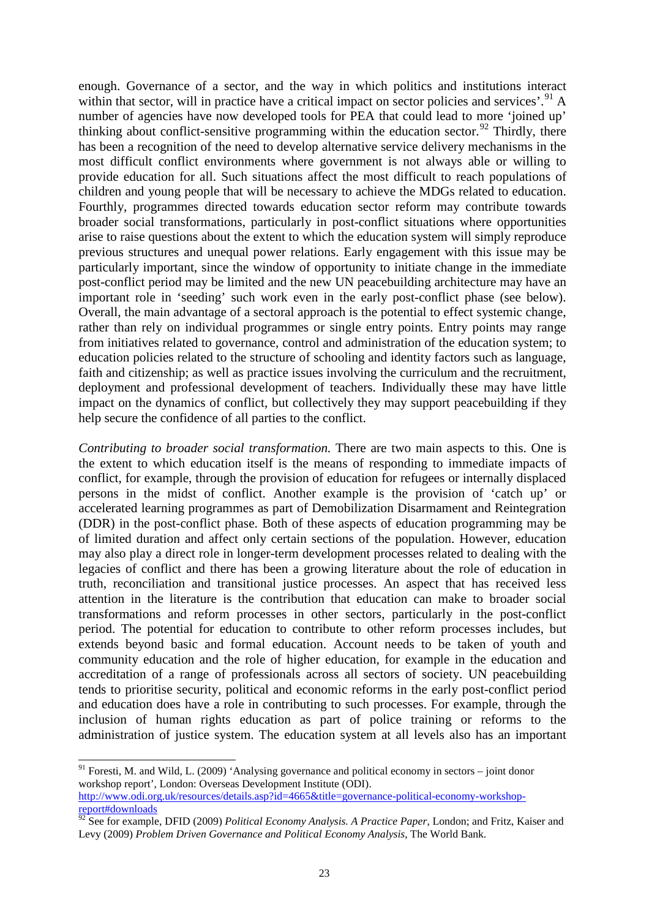enough. Governance of a sector, and the way in which politics and institutions interact within that sector, will in practice have a critical impact on sector policies and services'.[91] A number of agencies have now developed tools for PEA that could lead to more 'joined up' thinking about conflict-sensitive programming within the education sector.[92] Thirdly, there has been a recognition of the need to develop alternative service delivery mechanisms in the most difficult conflict environments where government is not always able or willing to provide education for all. Such situations affect the most difficult to reach populations of children and young people that will be necessary to achieve the MDGs related to education. Fourthly, programmes directed towards education sector reform may contribute towards broader social transformations, particularly in post-conflict situations where opportunities arise to raise questions about the extent to which the education system will simply reproduce previous structures and unequal power relations. Early engagement with this issue may be particularly important, since the window of opportunity to initiate change in the immediate post-conflict period may be limited and the new UN peacebuilding architecture may have an important role in 'seeding' such work even in the early post-conflict phase (see below). Overall, the main advantage of a sectoral approach is the potential to effect systemic change, rather than rely on individual programmes or single entry points. Entry points may range from initiatives related to governance, control and administration of the education system; to education policies related to the structure of schooling and identity factors such as language, faith and citizenship; as well as practice issues involving the curriculum and the recruitment, deployment and professional development of teachers. Individually these may have little impact on the dynamics of conflict, but collectively they may support peacebuilding if they help secure the confidence of all parties to the conflict.

*Contributing to broader social transformation.* There are two main aspects to this. One is the extent to which education itself is the means of responding to immediate impacts of conflict, for example, through the provision of education for refugees or internally displaced persons in the midst of conflict. Another example is the provision of 'catch up' or accelerated learning programmes as part of Demobilization Disarmament and Reintegration (DDR) in the post-conflict phase. Both of these aspects of education programming may be of limited duration and affect only certain sections of the population. However, education may also play a direct role in longer-term development processes related to dealing with the legacies of conflict and there has been a growing literature about the role of education in truth, reconciliation and transitional justice processes. An aspect that has received less attention in the literature is the contribution that education can make to broader social transformations and reform processes in other sectors, particularly in the post-conflict period. The potential for education to contribute to other reform processes includes, but extends beyond basic and formal education. Account needs to be taken of youth and community education and the role of higher education, for example in the education and accreditation of a range of professionals across all sectors of society. UN peacebuilding tends to prioritise security, political and economic reforms in the early post-conflict period and education does have a role in contributing to such processes. For example, through the inclusion of human rights education as part of police training or reforms to the administration of justice system. The education system at all levels also has an important

---

[91] Foresti, M. and Wild, L. (2009) 'Analysing governance and political economy in sectors – joint donor workshop report', London: Overseas Development Institute (ODI). http://www.odi.org.uk/resources/details.asp?id=4665&title=governance-political-economy-workshop-report#downloads

[92] See for example, DFID (2009) *Political Economy Analysis. A Practice Paper,* London; and Fritz, Kaiser and Levy (2009) *Problem Driven Governance and Political Economy Analysis,* The World Bank.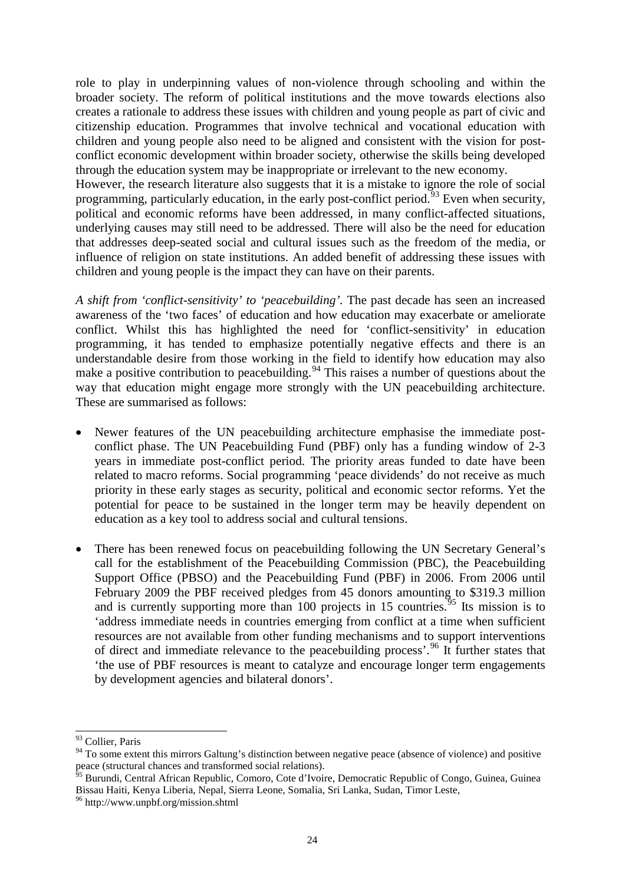role to play in underpinning values of non-violence through schooling and within the broader society. The reform of political institutions and the move towards elections also creates a rationale to address these issues with children and young people as part of civic and citizenship education. Programmes that involve technical and vocational education with children and young people also need to be aligned and consistent with the vision for post-conflict economic development within broader society, otherwise the skills being developed through the education system may be inappropriate or irrelevant to the new economy.
However, the research literature also suggests that it is a mistake to ignore the role of social programming, particularly education, in the early post-conflict period.[93] Even when security, political and economic reforms have been addressed, in many conflict-affected situations, underlying causes may still need to be addressed. There will also be the need for education that addresses deep-seated social and cultural issues such as the freedom of the media, or influence of religion on state institutions. An added benefit of addressing these issues with children and young people is the impact they can have on their parents.

*A shift from 'conflict-sensitivity' to 'peacebuilding'.* The past decade has seen an increased awareness of the 'two faces' of education and how education may exacerbate or ameliorate conflict. Whilst this has highlighted the need for 'conflict-sensitivity' in education programming, it has tended to emphasize potentially negative effects and there is an understandable desire from those working in the field to identify how education may also make a positive contribution to peacebuilding.[94] This raises a number of questions about the way that education might engage more strongly with the UN peacebuilding architecture. These are summarised as follows:

- Newer features of the UN peacebuilding architecture emphasise the immediate post-conflict phase. The UN Peacebuilding Fund (PBF) only has a funding window of 2-3 years in immediate post-conflict period. The priority areas funded to date have been related to macro reforms. Social programming 'peace dividends' do not receive as much priority in these early stages as security, political and economic sector reforms. Yet the potential for peace to be sustained in the longer term may be heavily dependent on education as a key tool to address social and cultural tensions.

- There has been renewed focus on peacebuilding following the UN Secretary General's call for the establishment of the Peacebuilding Commission (PBC), the Peacebuilding Support Office (PBSO) and the Peacebuilding Fund (PBF) in 2006. From 2006 until February 2009 the PBF received pledges from 45 donors amounting to \$319.3 million and is currently supporting more than 100 projects in 15 countries.[95] Its mission is to 'address immediate needs in countries emerging from conflict at a time when sufficient resources are not available from other funding mechanisms and to support interventions of direct and immediate relevance to the peacebuilding process'.[96] It further states that 'the use of PBF resources is meant to catalyze and encourage longer term engagements by development agencies and bilateral donors'.

---

[93] Collier, Paris

[94] To some extent this mirrors Galtung's distinction between negative peace (absence of violence) and positive peace (structural chances and transformed social relations).

[95] Burundi, Central African Republic, Comoro, Cote d'Ivoire, Democratic Republic of Congo, Guinea, Guinea Bissau Haiti, Kenya Liberia, Nepal, Sierra Leone, Somalia, Sri Lanka, Sudan, Timor Leste,

[96] http://www.unpbf.org/mission.shtml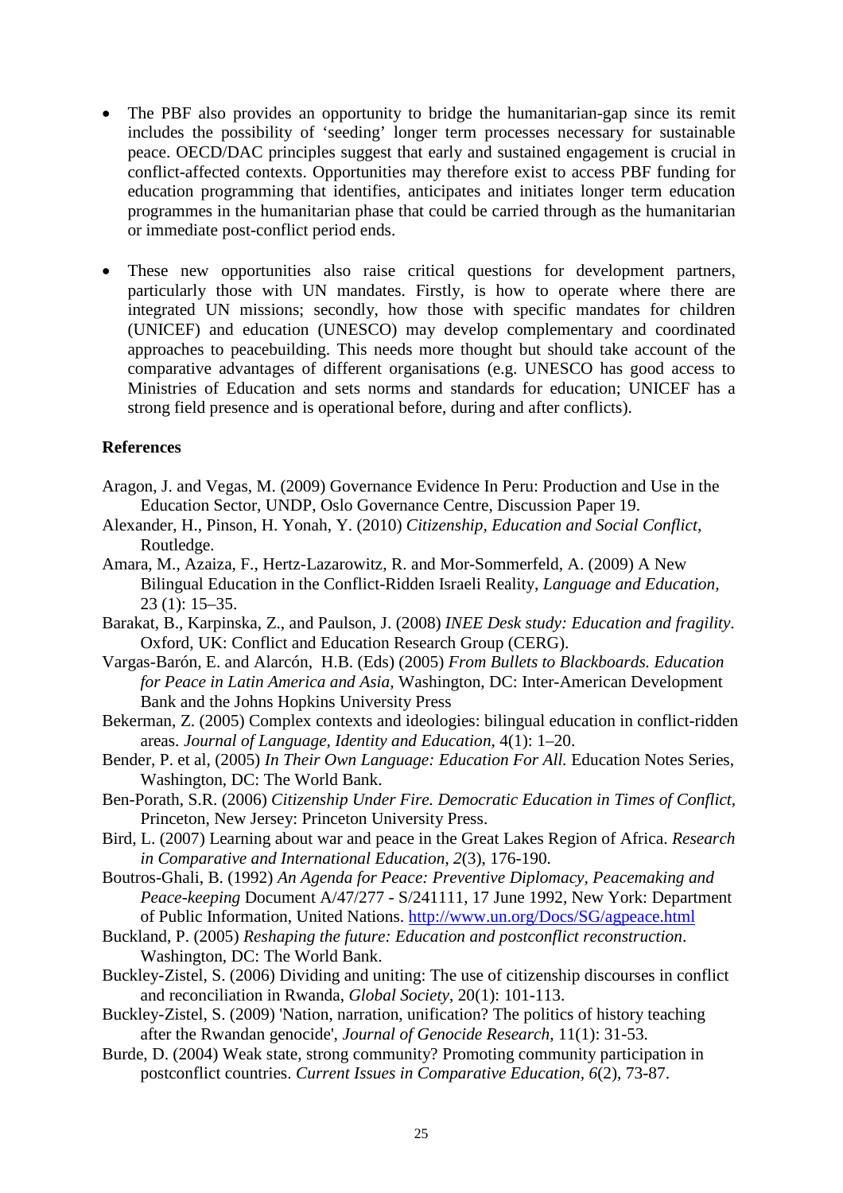- The PBF also provides an opportunity to bridge the humanitarian-gap since its remit includes the possibility of 'seeding' longer term processes necessary for sustainable peace. OECD/DAC principles suggest that early and sustained engagement is crucial in conflict-affected contexts. Opportunities may therefore exist to access PBF funding for education programming that identifies, anticipates and initiates longer term education programmes in the humanitarian phase that could be carried through as the humanitarian or immediate post-conflict period ends.

- These new opportunities also raise critical questions for development partners, particularly those with UN mandates. Firstly, is how to operate where there are integrated UN missions; secondly, how those with specific mandates for children (UNICEF) and education (UNESCO) may develop complementary and coordinated approaches to peacebuilding. This needs more thought but should take account of the comparative advantages of different organisations (e.g. UNESCO has good access to Ministries of Education and sets norms and standards for education; UNICEF has a strong field presence and is operational before, during and after conflicts).

**References**

Aragon, J. and Vegas, M. (2009) Governance Evidence In Peru: Production and Use in the Education Sector, UNDP, Oslo Governance Centre, Discussion Paper 19.

Alexander, H., Pinson, H. Yonah, Y. (2010) *Citizenship, Education and Social Conflict*, Routledge.

Amara, M., Azaiza, F., Hertz-Lazarowitz, R. and Mor-Sommerfeld, A. (2009) A New Bilingual Education in the Conflict-Ridden Israeli Reality, *Language and Education*, 23 (1): 15–35.

Barakat, B., Karpinska, Z., and Paulson, J. (2008) *INEE Desk study: Education and fragility*. Oxford, UK: Conflict and Education Research Group (CERG).

Vargas-Barón, E. and Alarcón, H.B. (Eds) (2005) *From Bullets to Blackboards. Education for Peace in Latin America and Asia*, Washington, DC: Inter-American Development Bank and the Johns Hopkins University Press

Bekerman, Z. (2005) Complex contexts and ideologies: bilingual education in conflict-ridden areas. *Journal of Language, Identity and Education*, 4(1): 1–20.

Bender, P. et al, (2005) *In Their Own Language: Education For All.* Education Notes Series, Washington, DC: The World Bank.

Ben-Porath, S.R. (2006) *Citizenship Under Fire. Democratic Education in Times of Conflict*, Princeton, New Jersey: Princeton University Press.

Bird, L. (2007) Learning about war and peace in the Great Lakes Region of Africa. *Research in Comparative and International Education*, *2*(3), 176-190.

Boutros-Ghali, B. (1992) *An Agenda for Peace: Preventive Diplomacy, Peacemaking and Peace-keeping* Document A/47/277 - S/241111, 17 June 1992, New York: Department of Public Information, United Nations. http://www.un.org/Docs/SG/agpeace.html

Buckland, P. (2005) *Reshaping the future: Education and postconflict reconstruction*. Washington, DC: The World Bank.

Buckley-Zistel, S. (2006) Dividing and uniting: The use of citizenship discourses in conflict and reconciliation in Rwanda, *Global Society*, 20(1): 101-113.

Buckley-Zistel, S. (2009) 'Nation, narration, unification? The politics of history teaching after the Rwandan genocide', *Journal of Genocide Research*, 11(1): 31-53.

Burde, D. (2004) Weak state, strong community? Promoting community participation in postconflict countries. *Current Issues in Comparative Education*, *6*(2), 73-87.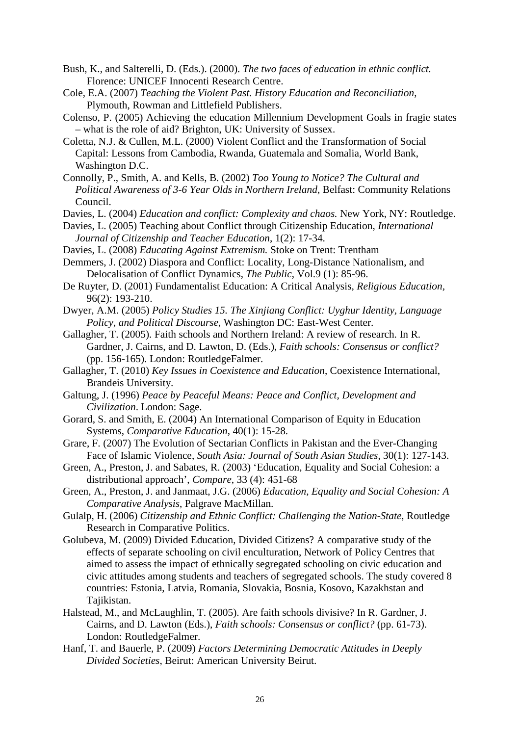Bush, K., and Salterelli, D. (Eds.). (2000). *The two faces of education in ethnic conflict.* Florence: UNICEF Innocenti Research Centre.

Cole, E.A. (2007) *Teaching the Violent Past. History Education and Reconciliation*, Plymouth, Rowman and Littlefield Publishers.

Colenso, P. (2005) Achieving the education Millennium Development Goals in fragie states – what is the role of aid? Brighton, UK: University of Sussex.

Coletta, N.J. & Cullen, M.L. (2000) Violent Conflict and the Transformation of Social Capital: Lessons from Cambodia, Rwanda, Guatemala and Somalia, World Bank, Washington D.C.

Connolly, P., Smith, A. and Kells, B. (2002) *Too Young to Notice? The Cultural and Political Awareness of 3-6 Year Olds in Northern Ireland*, Belfast: Community Relations Council.

Davies, L. (2004) *Education and conflict: Complexity and chaos.* New York, NY: Routledge.

Davies, L. (2005) Teaching about Conflict through Citizenship Education, *International Journal of Citizenship and Teacher Education*, 1(2): 17-34.

Davies, L. (2008) *Educating Against Extremism.* Stoke on Trent: Trentham

Demmers, J. (2002) Diaspora and Conflict: Locality, Long-Distance Nationalism, and Delocalisation of Conflict Dynamics, *The Public*, Vol.9 (1): 85-96.

De Ruyter, D. (2001) Fundamentalist Education: A Critical Analysis, *Religious Education*, 96(2): 193-210.

Dwyer, A.M. (2005) *Policy Studies 15. The Xinjiang Conflict: Uyghur Identity, Language Policy, and Political Discourse*, Washington DC: East-West Center.

Gallagher, T. (2005). Faith schools and Northern Ireland: A review of research. In R. Gardner, J. Cairns, and D. Lawton, D. (Eds.), *Faith schools: Consensus or conflict?* (pp. 156-165). London: RoutledgeFalmer.

Gallagher, T. (2010) *Key Issues in Coexistence and Education*, Coexistence International, Brandeis University.

Galtung, J. (1996) *Peace by Peaceful Means: Peace and Conflict, Development and Civilization*. London: Sage.

Gorard, S. and Smith, E. (2004) An International Comparison of Equity in Education Systems, *Comparative Education*, 40(1): 15-28.

Grare, F. (2007) The Evolution of Sectarian Conflicts in Pakistan and the Ever-Changing Face of Islamic Violence, *South Asia: Journal of South Asian Studies*, 30(1): 127-143.

Green, A., Preston, J. and Sabates, R. (2003) 'Education, Equality and Social Cohesion: a distributional approach', *Compare*, 33 (4): 451-68

Green, A., Preston, J. and Janmaat, J.G. (2006) *Education, Equality and Social Cohesion: A Comparative Analysis*, Palgrave MacMillan.

Gulalp, H. (2006) *Citizenship and Ethnic Conflict: Challenging the Nation-State*, Routledge Research in Comparative Politics.

Golubeva, M. (2009) Divided Education, Divided Citizens? A comparative study of the effects of separate schooling on civil enculturation, Network of Policy Centres that aimed to assess the impact of ethnically segregated schooling on civic education and civic attitudes among students and teachers of segregated schools. The study covered 8 countries: Estonia, Latvia, Romania, Slovakia, Bosnia, Kosovo, Kazakhstan and Tajikistan.

Halstead, M., and McLaughlin, T. (2005). Are faith schools divisive? In R. Gardner, J. Cairns, and D. Lawton (Eds.), *Faith schools: Consensus or conflict?* (pp. 61-73). London: RoutledgeFalmer.

Hanf, T. and Bauerle, P. (2009) *Factors Determining Democratic Attitudes in Deeply Divided Societies*, Beirut: American University Beirut.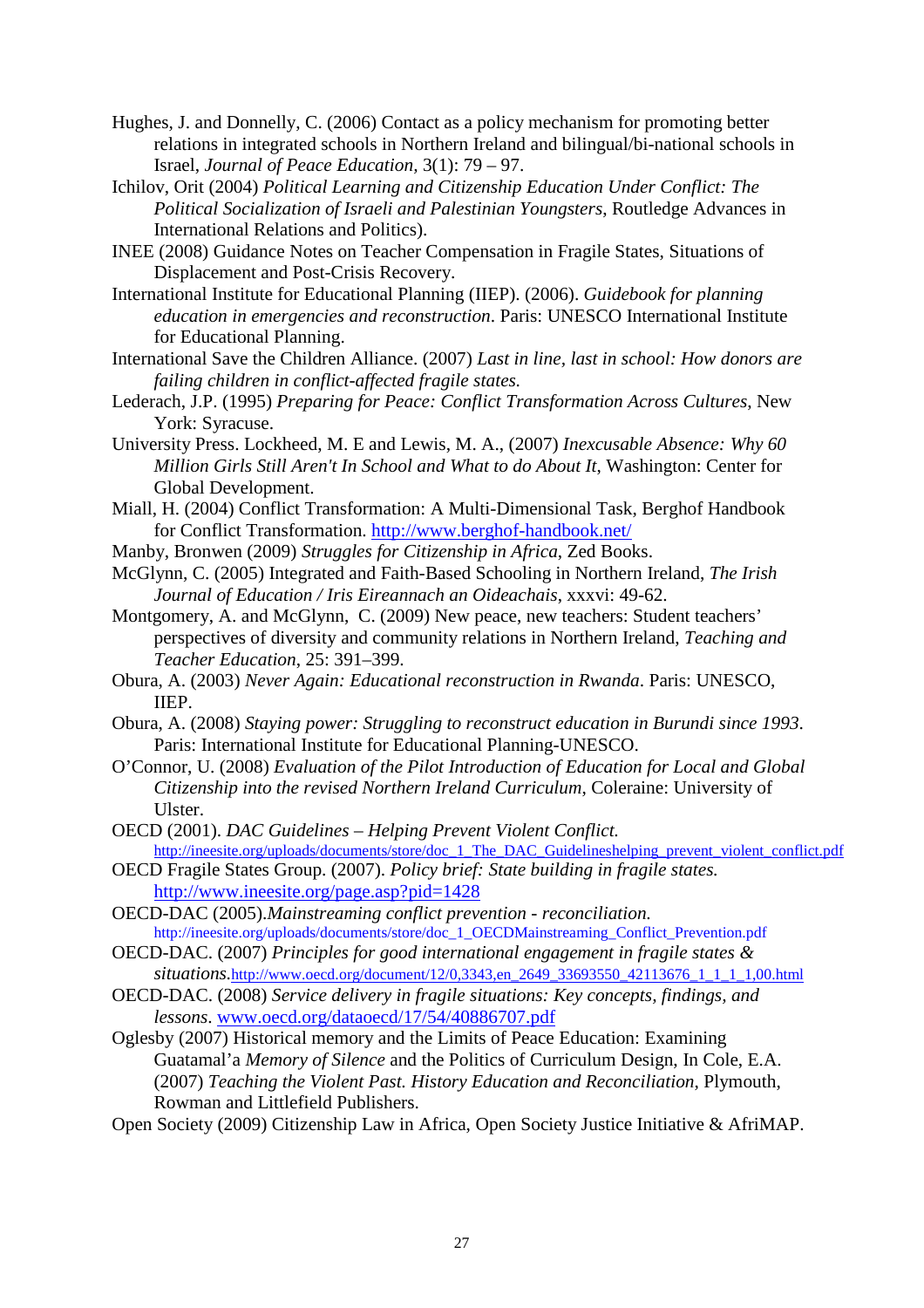Hughes, J. and Donnelly, C. (2006) Contact as a policy mechanism for promoting better relations in integrated schools in Northern Ireland and bilingual/bi-national schools in Israel, *Journal of Peace Education*, 3(1): 79 – 97.

Ichilov, Orit (2004) *Political Learning and Citizenship Education Under Conflict: The Political Socialization of Israeli and Palestinian Youngsters*, Routledge Advances in International Relations and Politics).

INEE (2008) Guidance Notes on Teacher Compensation in Fragile States, Situations of Displacement and Post-Crisis Recovery.

International Institute for Educational Planning (IIEP). (2006). *Guidebook for planning education in emergencies and reconstruction*. Paris: UNESCO International Institute for Educational Planning.

International Save the Children Alliance. (2007) *Last in line, last in school: How donors are failing children in conflict-affected fragile states.*

Lederach, J.P. (1995) *Preparing for Peace: Conflict Transformation Across Cultures*, New York: Syracuse.

University Press. Lockheed, M. E and Lewis, M. A., (2007) *Inexcusable Absence: Why 60 Million Girls Still Aren't In School and What to do About It*, Washington: Center for Global Development.

Miall, H. (2004) Conflict Transformation: A Multi-Dimensional Task, Berghof Handbook for Conflict Transformation. http://www.berghof-handbook.net/

Manby, Bronwen (2009) *Struggles for Citizenship in Africa*, Zed Books.

McGlynn, C. (2005) Integrated and Faith-Based Schooling in Northern Ireland, *The Irish Journal of Education / Iris Eireannach an Oideachais*, xxxvi: 49-62.

Montgomery, A. and McGlynn, C. (2009) New peace, new teachers: Student teachers' perspectives of diversity and community relations in Northern Ireland, *Teaching and Teacher Education*, 25: 391–399.

Obura, A. (2003) *Never Again: Educational reconstruction in Rwanda*. Paris: UNESCO, IIEP.

Obura, A. (2008) *Staying power: Struggling to reconstruct education in Burundi since 1993.* Paris: International Institute for Educational Planning-UNESCO.

O'Connor, U. (2008) *Evaluation of the Pilot Introduction of Education for Local and Global Citizenship into the revised Northern Ireland Curriculum*, Coleraine: University of Ulster.

OECD (2001). *DAC Guidelines – Helping Prevent Violent Conflict.* http://ineesite.org/uploads/documents/store/doc_1_The_DAC_Guidelineshelping_prevent_violent_conflict.pdf

OECD Fragile States Group. (2007). *Policy brief: State building in fragile states.* http://www.ineesite.org/page.asp?pid=1428

OECD-DAC (2005).*Mainstreaming conflict prevention - reconciliation.* http://ineesite.org/uploads/documents/store/doc_1_OECDMainstreaming_Conflict_Prevention.pdf

OECD-DAC. (2007) *Principles for good international engagement in fragile states & situations*.http://www.oecd.org/document/12/0,3343,en_2649_33693550_42113676_1_1_1_1,00.html

OECD-DAC. (2008) *Service delivery in fragile situations: Key concepts, findings, and lessons*. www.oecd.org/dataoecd/17/54/40886707.pdf

Oglesby (2007) Historical memory and the Limits of Peace Education: Examining Guatamal's *Memory of Silence* and the Politics of Curriculum Design, In Cole, E.A. (2007) *Teaching the Violent Past. History Education and Reconciliation*, Plymouth, Rowman and Littlefield Publishers.

Open Society (2009) Citizenship Law in Africa, Open Society Justice Initiative & AfriMAP.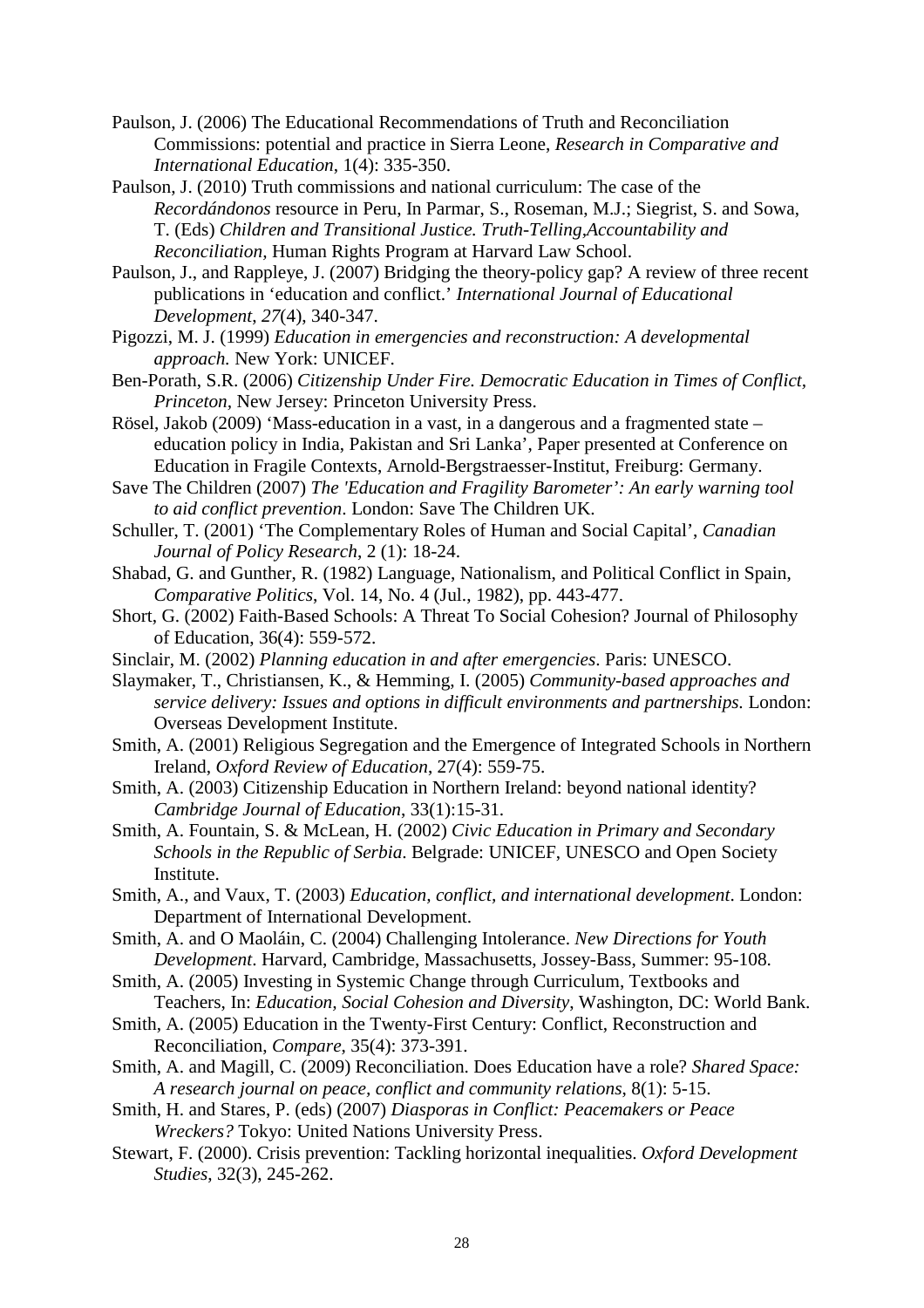Paulson, J. (2006) The Educational Recommendations of Truth and Reconciliation Commissions: potential and practice in Sierra Leone, *Research in Comparative and International Education*, 1(4): 335-350.

Paulson, J. (2010) Truth commissions and national curriculum: The case of the *Recordándonos* resource in Peru, In Parmar, S., Roseman, M.J.; Siegrist, S. and Sowa, T. (Eds) *Children and Transitional Justice. Truth-Telling,Accountability and Reconciliation,* Human Rights Program at Harvard Law School.

Paulson, J., and Rappleye, J. (2007) Bridging the theory-policy gap? A review of three recent publications in 'education and conflict.' *International Journal of Educational Development*, *27*(4), 340-347.

Pigozzi, M. J. (1999) *Education in emergencies and reconstruction: A developmental approach.* New York: UNICEF.

Ben-Porath, S.R. (2006) *Citizenship Under Fire. Democratic Education in Times of Conflict, Princeton,* New Jersey: Princeton University Press.

Rösel, Jakob (2009) 'Mass-education in a vast, in a dangerous and a fragmented state – education policy in India, Pakistan and Sri Lanka', Paper presented at Conference on Education in Fragile Contexts, Arnold-Bergstraesser-Institut, Freiburg: Germany.

Save The Children (2007) *The 'Education and Fragility Barometer': An early warning tool to aid conflict prevention*. London: Save The Children UK.

Schuller, T. (2001) 'The Complementary Roles of Human and Social Capital', *Canadian Journal of Policy Research*, 2 (1): 18-24.

Shabad, G. and Gunther, R. (1982) Language, Nationalism, and Political Conflict in Spain, *Comparative Politics*, Vol. 14, No. 4 (Jul., 1982), pp. 443-477.

Short, G. (2002) Faith-Based Schools: A Threat To Social Cohesion? Journal of Philosophy of Education, 36(4): 559-572.

Sinclair, M. (2002) *Planning education in and after emergencies*. Paris: UNESCO.

Slaymaker, T., Christiansen, K., & Hemming, I. (2005) *Community-based approaches and service delivery: Issues and options in difficult environments and partnerships.* London: Overseas Development Institute.

Smith, A. (2001) Religious Segregation and the Emergence of Integrated Schools in Northern Ireland, *Oxford Review of Education*, 27(4): 559-75.

Smith, A. (2003) Citizenship Education in Northern Ireland: beyond national identity? *Cambridge Journal of Education*, 33(1):15-31.

Smith, A. Fountain, S. & McLean, H. (2002) *Civic Education in Primary and Secondary Schools in the Republic of Serbia*. Belgrade: UNICEF, UNESCO and Open Society Institute.

Smith, A., and Vaux, T. (2003) *Education, conflict, and international development*. London: Department of International Development.

Smith, A. and O Maoláin, C. (2004) Challenging Intolerance. *New Directions for Youth Development*. Harvard, Cambridge, Massachusetts, Jossey-Bass, Summer: 95-108.

Smith, A. (2005) Investing in Systemic Change through Curriculum, Textbooks and Teachers, In: *Education, Social Cohesion and Diversity*, Washington, DC: World Bank.

Smith, A. (2005) Education in the Twenty-First Century: Conflict, Reconstruction and Reconciliation, *Compare*, 35(4): 373-391.

Smith, A. and Magill, C. (2009) Reconciliation. Does Education have a role? *Shared Space: A research journal on peace, conflict and community relations*, 8(1): 5-15.

Smith, H. and Stares, P. (eds) (2007) *Diasporas in Conflict: Peacemakers or Peace Wreckers?* Tokyo: United Nations University Press.

Stewart, F. (2000). Crisis prevention: Tackling horizontal inequalities. *Oxford Development Studies*, 32(3), 245-262.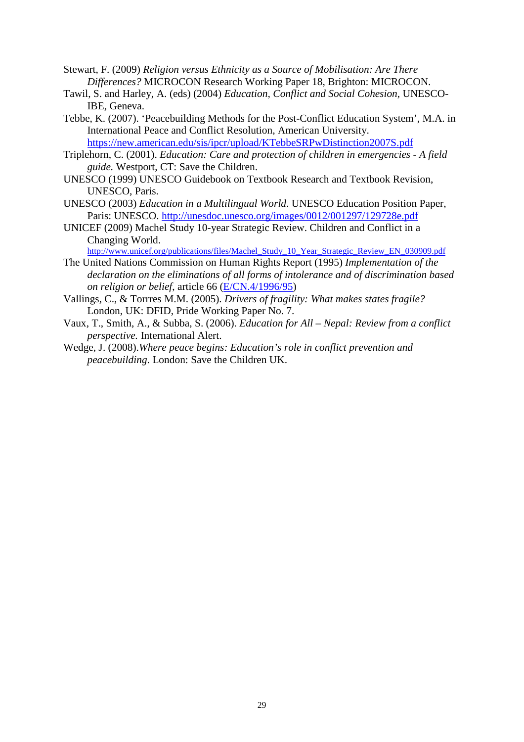Stewart, F. (2009) *Religion versus Ethnicity as a Source of Mobilisation: Are There Differences?* MICROCON Research Working Paper 18, Brighton: MICROCON.

Tawil, S. and Harley, A. (eds) (2004) *Education, Conflict and Social Cohesion,* UNESCO-IBE, Geneva.

Tebbe, K. (2007). 'Peacebuilding Methods for the Post-Conflict Education System', M.A. in International Peace and Conflict Resolution, American University. https://new.american.edu/sis/ipcr/upload/KTebbeSRPwDistinction2007S.pdf

Triplehorn, C. (2001). *Education: Care and protection of children in emergencies - A field guide.* Westport, CT: Save the Children.

UNESCO (1999) UNESCO Guidebook on Textbook Research and Textbook Revision, UNESCO, Paris.

UNESCO (2003) *Education in a Multilingual World*. UNESCO Education Position Paper, Paris: UNESCO. http://unesdoc.unesco.org/images/0012/001297/129728e.pdf

UNICEF (2009) Machel Study 10-year Strategic Review. Children and Conflict in a Changing World. http://www.unicef.org/publications/files/Machel_Study_10_Year_Strategic_Review_EN_030909.pdf

The United Nations Commission on Human Rights Report (1995) *Implementation of the declaration on the eliminations of all forms of intolerance and of discrimination based on religion or belief*, article 66 (E/CN.4/1996/95)

Vallings, C., & Torrres M.M. (2005). *Drivers of fragility: What makes states fragile?* London, UK: DFID, Pride Working Paper No. 7.

Vaux, T., Smith, A., & Subba, S. (2006). *Education for All – Nepal: Review from a conflict perspective.* International Alert.

Wedge, J. (2008).*Where peace begins: Education's role in conflict prevention and peacebuilding.* London: Save the Children UK.